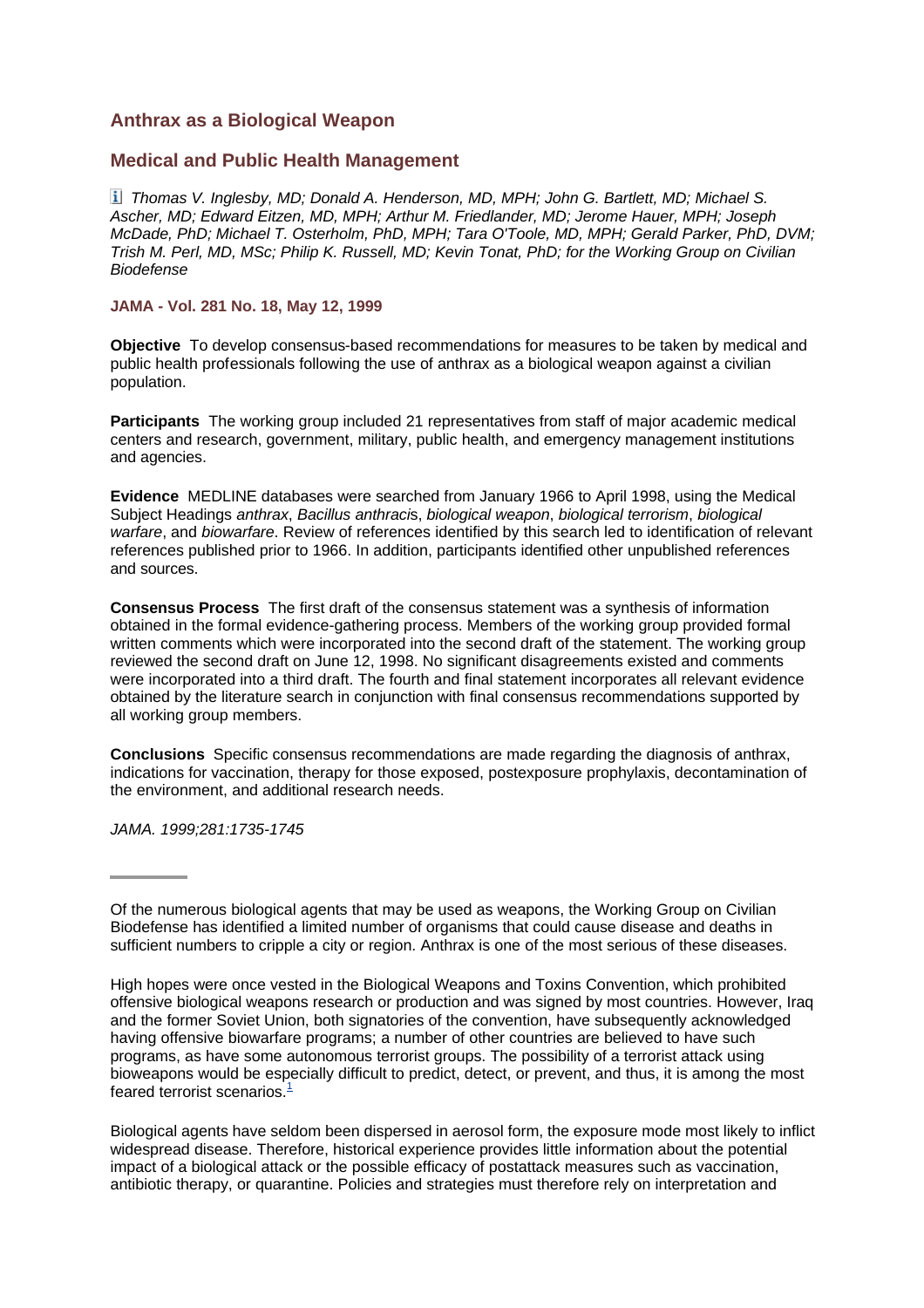## Anthrax as a Biological Weapon

## Medical and Public Health Management

*Thomas V. Inglesby, MD; Donald A. Henderson, MD, MPH; John G. Bartlett, MD; Michael S. Ascher, MD; Edward Eitzen, MD, MPH; Arthur M. Friedlander, MD; Jerome Hauer, MPH; Joseph McDade, PhD; Michael T. Osterholm, PhD, MPH; Tara O'Toole, MD, MPH; Gerald Parker, PhD, DVM; Trish M. Perl, MD, MSc; Philip K. Russell, MD; Kevin Tonat, PhD; for the Working Group on Civilian Biodefense*

**JAMA - Vol. 281 No. 18, May 12, 1999**

**Objective** To develop consensus-based recommendations for measures to be taken by medical and public health professionals following the use of anthrax as a biological weapon against a civilian population.

**Participants** The working group included 21 representatives from staff of major academic medical centers and research, government, military, public health, and emergency management institutions and agencies.

**Evidence** MEDLINE databases were searched from January 1966 to April 1998, using the Medical Subject Headings *anthrax*, *Bacillus anthracis*, *biological weapon*, *biological terrorism*, *biological warfare*, and *biowarfare*. Review of references identified by this search led to identification of relevant references published prior to 1966. In addition, participants identified other unpublished references and sources.

**Consensus Process** The first draft of the consensus statement was a synthesis of information obtained in the formal evidence-gathering process. Members of the working group provided formal written comments which were incorporated into the second draft of the statement. The working group reviewed the second draft on June 12, 1998. No significant disagreements existed and comments were incorporated into a third draft. The fourth and final statement incorporates all relevant evidence obtained by the literature search in conjunction with final consensus recommendations supported by all working group members.

**Conclusions** Specific consensus recommendations are made regarding the diagnosis of anthrax, indications for vaccination, therapy for those exposed, postexposure prophylaxis, decontamination of the environment, and additional research needs.

*JAMA. 1999;281:1735-1745*

---

Of the numerous biological agents that may be used as weapons, the Working Group on Civilian Biodefense has identified a limited number of organisms that could cause disease and deaths in sufficient numbers to cripple a city or region. Anthrax is one of the most serious of these diseases.

High hopes were once vested in the Biological Weapons and Toxins Convention, which prohibited offensive biological weapons research or production and was signed by most countries. However, Iraq and the former Soviet Union, both signatories of the convention, have subsequently acknowledged having offensive biowarfare programs; a number of other countries are believed to have such programs, as have some autonomous terrorist groups. The possibility of a terrorist attack using bioweapons would be especially difficult to predict, detect, or prevent, and thus, it is among the most feared terrorist scenarios.[1]

Biological agents have seldom been dispersed in aerosol form, the exposure mode most likely to inflict widespread disease. Therefore, historical experience provides little information about the potential impact of a biological attack or the possible efficacy of postattack measures such as vaccination, antibiotic therapy, or quarantine. Policies and strategies must therefore rely on interpretation and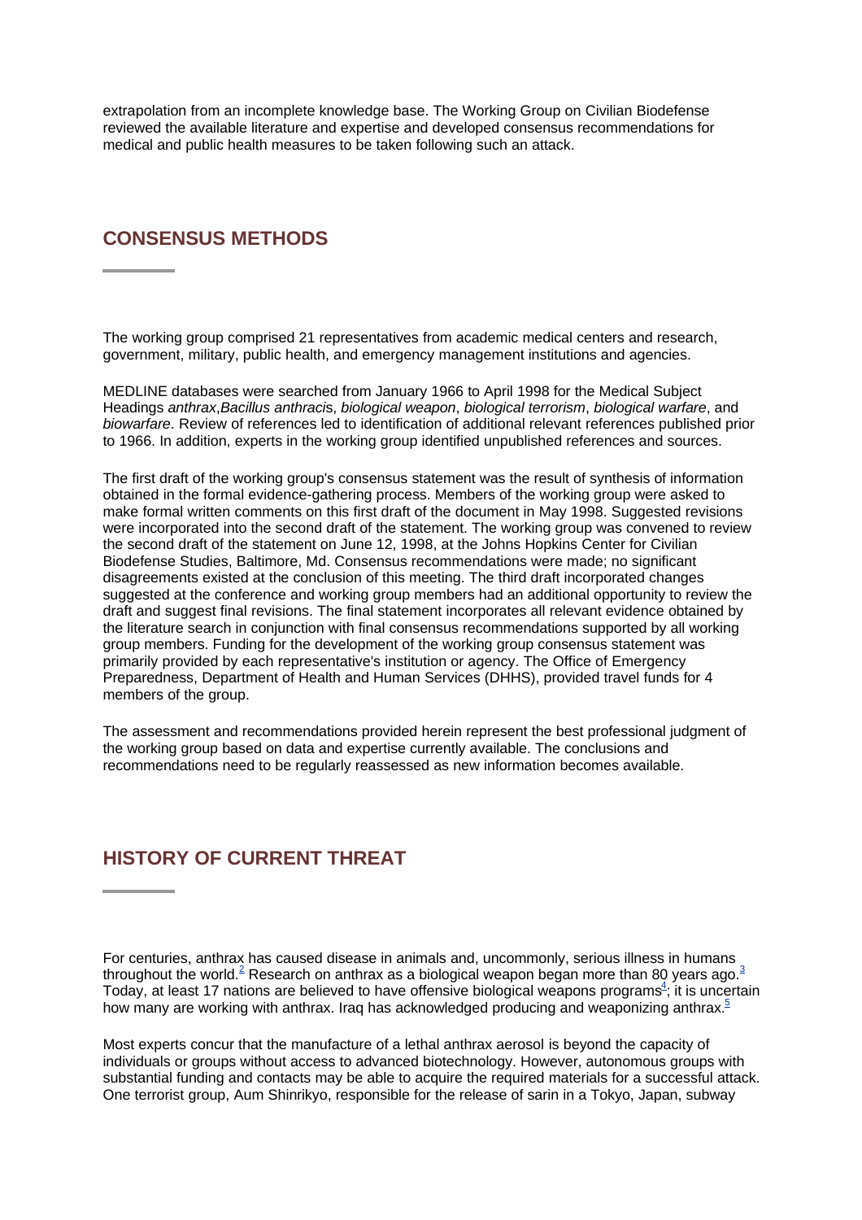extrapolation from an incomplete knowledge base. The Working Group on Civilian Biodefense reviewed the available literature and expertise and developed consensus recommendations for medical and public health measures to be taken following such an attack.

## CONSENSUS METHODS

The working group comprised 21 representatives from academic medical centers and research, government, military, public health, and emergency management institutions and agencies.

MEDLINE databases were searched from January 1966 to April 1998 for the Medical Subject Headings *anthrax*,*Bacillus anthracis*, *biological weapon*, *biological terrorism*, *biological warfare*, and *biowarfare*. Review of references led to identification of additional relevant references published prior to 1966. In addition, experts in the working group identified unpublished references and sources.

The first draft of the working group's consensus statement was the result of synthesis of information obtained in the formal evidence-gathering process. Members of the working group were asked to make formal written comments on this first draft of the document in May 1998. Suggested revisions were incorporated into the second draft of the statement. The working group was convened to review the second draft of the statement on June 12, 1998, at the Johns Hopkins Center for Civilian Biodefense Studies, Baltimore, Md. Consensus recommendations were made; no significant disagreements existed at the conclusion of this meeting. The third draft incorporated changes suggested at the conference and working group members had an additional opportunity to review the draft and suggest final revisions. The final statement incorporates all relevant evidence obtained by the literature search in conjunction with final consensus recommendations supported by all working group members. Funding for the development of the working group consensus statement was primarily provided by each representative's institution or agency. The Office of Emergency Preparedness, Department of Health and Human Services (DHHS), provided travel funds for 4 members of the group.

The assessment and recommendations provided herein represent the best professional judgment of the working group based on data and expertise currently available. The conclusions and recommendations need to be regularly reassessed as new information becomes available.

## HISTORY OF CURRENT THREAT

For centuries, anthrax has caused disease in animals and, uncommonly, serious illness in humans throughout the world.[2] Research on anthrax as a biological weapon began more than 80 years ago.[3] Today, at least 17 nations are believed to have offensive biological weapons programs[4]; it is uncertain how many are working with anthrax. Iraq has acknowledged producing and weaponizing anthrax.[5]

Most experts concur that the manufacture of a lethal anthrax aerosol is beyond the capacity of individuals or groups without access to advanced biotechnology. However, autonomous groups with substantial funding and contacts may be able to acquire the required materials for a successful attack. One terrorist group, Aum Shinrikyo, responsible for the release of sarin in a Tokyo, Japan, subway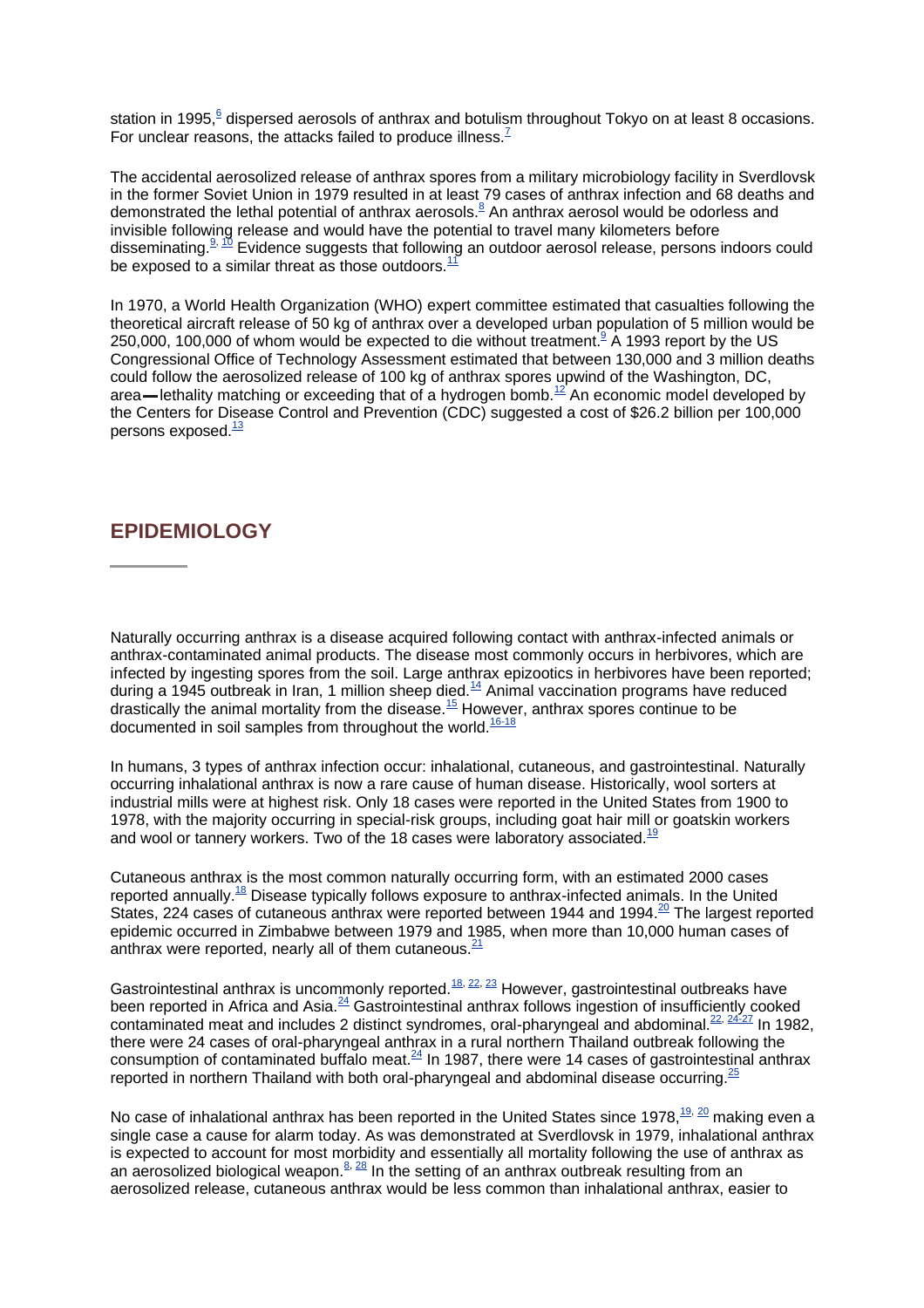station in 1995,[6] dispersed aerosols of anthrax and botulism throughout Tokyo on at least 8 occasions. For unclear reasons, the attacks failed to produce illness.[7]

The accidental aerosolized release of anthrax spores from a military microbiology facility in Sverdlovsk in the former Soviet Union in 1979 resulted in at least 79 cases of anthrax infection and 68 deaths and demonstrated the lethal potential of anthrax aerosols.[8] An anthrax aerosol would be odorless and invisible following release and would have the potential to travel many kilometers before disseminating.[9, 10] Evidence suggests that following an outdoor aerosol release, persons indoors could be exposed to a similar threat as those outdoors.[11]

In 1970, a World Health Organization (WHO) expert committee estimated that casualties following the theoretical aircraft release of 50 kg of anthrax over a developed urban population of 5 million would be 250,000, 100,000 of whom would be expected to die without treatment.[9] A 1993 report by the US Congressional Office of Technology Assessment estimated that between 130,000 and 3 million deaths could follow the aerosolized release of 100 kg of anthrax spores upwind of the Washington, DC, area—lethality matching or exceeding that of a hydrogen bomb.[12] An economic model developed by the Centers for Disease Control and Prevention (CDC) suggested a cost of $26.2 billion per 100,000 persons exposed.[13]

## EPIDEMIOLOGY

Naturally occurring anthrax is a disease acquired following contact with anthrax-infected animals or anthrax-contaminated animal products. The disease most commonly occurs in herbivores, which are infected by ingesting spores from the soil. Large anthrax epizootics in herbivores have been reported; during a 1945 outbreak in Iran, 1 million sheep died.[14] Animal vaccination programs have reduced drastically the animal mortality from the disease.[15] However, anthrax spores continue to be documented in soil samples from throughout the world.[16-18]

In humans, 3 types of anthrax infection occur: inhalational, cutaneous, and gastrointestinal. Naturally occurring inhalational anthrax is now a rare cause of human disease. Historically, wool sorters at industrial mills were at highest risk. Only 18 cases were reported in the United States from 1900 to 1978, with the majority occurring in special-risk groups, including goat hair mill or goatskin workers and wool or tannery workers. Two of the 18 cases were laboratory associated.[19]

Cutaneous anthrax is the most common naturally occurring form, with an estimated 2000 cases reported annually.[18] Disease typically follows exposure to anthrax-infected animals. In the United States, 224 cases of cutaneous anthrax were reported between 1944 and 1994.[20] The largest reported epidemic occurred in Zimbabwe between 1979 and 1985, when more than 10,000 human cases of anthrax were reported, nearly all of them cutaneous.[21]

Gastrointestinal anthrax is uncommonly reported.[18, 22, 23] However, gastrointestinal outbreaks have been reported in Africa and Asia.[24] Gastrointestinal anthrax follows ingestion of insufficiently cooked contaminated meat and includes 2 distinct syndromes, oral-pharyngeal and abdominal.[22, 24-27] In 1982, there were 24 cases of oral-pharyngeal anthrax in a rural northern Thailand outbreak following the consumption of contaminated buffalo meat.[24] In 1987, there were 14 cases of gastrointestinal anthrax reported in northern Thailand with both oral-pharyngeal and abdominal disease occurring.[25]

No case of inhalational anthrax has been reported in the United States since 1978,[19, 20] making even a single case a cause for alarm today. As was demonstrated at Sverdlovsk in 1979, inhalational anthrax is expected to account for most morbidity and essentially all mortality following the use of anthrax as an aerosolized biological weapon.[8, 28] In the setting of an anthrax outbreak resulting from an aerosolized release, cutaneous anthrax would be less common than inhalational anthrax, easier to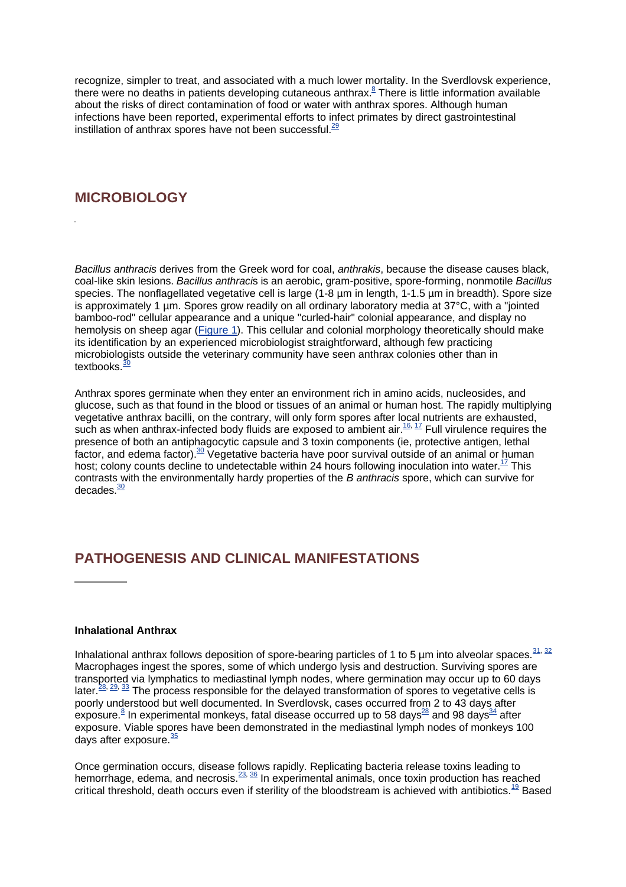recognize, simpler to treat, and associated with a much lower mortality. In the Sverdlovsk experience, there were no deaths in patients developing cutaneous anthrax.[8] There is little information available about the risks of direct contamination of food or water with anthrax spores. Although human infections have been reported, experimental efforts to infect primates by direct gastrointestinal instillation of anthrax spores have not been successful.[29]

## MICROBIOLOGY

*Bacillus anthracis* derives from the Greek word for coal, *anthrakis*, because the disease causes black, coal-like skin lesions. *Bacillus anthracis* is an aerobic, gram-positive, spore-forming, nonmotile *Bacillus* species. The nonflagellated vegetative cell is large (1-8 µm in length, 1-1.5 µm in breadth). Spore size is approximately 1 µm. Spores grow readily on all ordinary laboratory media at 37°C, with a "jointed bamboo-rod" cellular appearance and a unique "curled-hair" colonial appearance, and display no hemolysis on sheep agar (Figure 1). This cellular and colonial morphology theoretically should make its identification by an experienced microbiologist straightforward, although few practicing microbiologists outside the veterinary community have seen anthrax colonies other than in textbooks.[30]

Anthrax spores germinate when they enter an environment rich in amino acids, nucleosides, and glucose, such as that found in the blood or tissues of an animal or human host. The rapidly multiplying vegetative anthrax bacilli, on the contrary, will only form spores after local nutrients are exhausted, such as when anthrax-infected body fluids are exposed to ambient air.[16, 17] Full virulence requires the presence of both an antiphagocytic capsule and 3 toxin components (ie, protective antigen, lethal factor, and edema factor).[30] Vegetative bacteria have poor survival outside of an animal or human host; colony counts decline to undetectable within 24 hours following inoculation into water.[17] This contrasts with the environmentally hardy properties of the *B anthracis* spore, which can survive for decades.[30]

## PATHOGENESIS AND CLINICAL MANIFESTATIONS

### Inhalational Anthrax

Inhalational anthrax follows deposition of spore-bearing particles of 1 to 5 µm into alveolar spaces.[31, 32] Macrophages ingest the spores, some of which undergo lysis and destruction. Surviving spores are transported via lymphatics to mediastinal lymph nodes, where germination may occur up to 60 days later.[28, 29, 33] The process responsible for the delayed transformation of spores to vegetative cells is poorly understood but well documented. In Sverdlovsk, cases occurred from 2 to 43 days after exposure.[8] In experimental monkeys, fatal disease occurred up to 58 days[28] and 98 days[34] after exposure. Viable spores have been demonstrated in the mediastinal lymph nodes of monkeys 100 days after exposure.[35]

Once germination occurs, disease follows rapidly. Replicating bacteria release toxins leading to hemorrhage, edema, and necrosis.[23, 36] In experimental animals, once toxin production has reached critical threshold, death occurs even if sterility of the bloodstream is achieved with antibiotics.[19] Based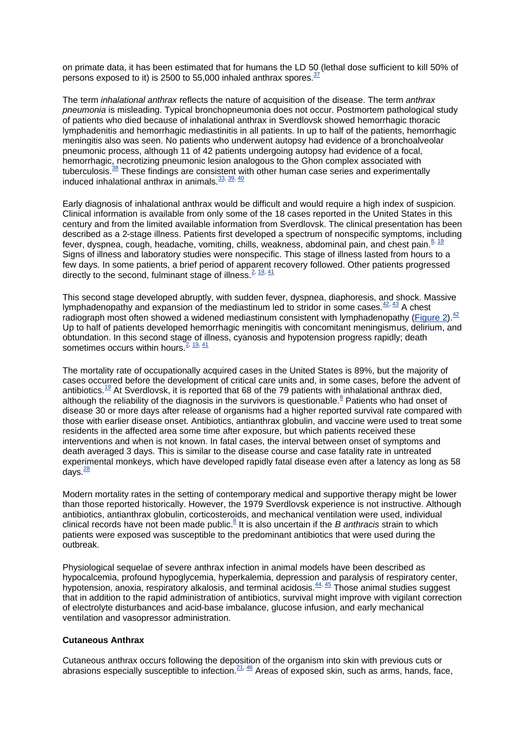on primate data, it has been estimated that for humans the LD 50 (lethal dose sufficient to kill 50% of persons exposed to it) is 2500 to 55,000 inhaled anthrax spores.[37]

The term *inhalational anthrax* reflects the nature of acquisition of the disease. The term *anthrax pneumonia* is misleading. Typical bronchopneumonia does not occur. Postmortem pathological study of patients who died because of inhalational anthrax in Sverdlovsk showed hemorrhagic thoracic lymphadenitis and hemorrhagic mediastinitis in all patients. In up to half of the patients, hemorrhagic meningitis also was seen. No patients who underwent autopsy had evidence of a bronchoalveolar pneumonic process, although 11 of 42 patients undergoing autopsy had evidence of a focal, hemorrhagic, necrotizing pneumonic lesion analogous to the Ghon complex associated with tuberculosis.[38] These findings are consistent with other human case series and experimentally induced inhalational anthrax in animals.[33, 39, 40]

Early diagnosis of inhalational anthrax would be difficult and would require a high index of suspicion. Clinical information is available from only some of the 18 cases reported in the United States in this century and from the limited available information from Sverdlovsk. The clinical presentation has been described as a 2-stage illness. Patients first developed a spectrum of nonspecific symptoms, including fever, dyspnea, cough, headache, vomiting, chills, weakness, abdominal pain, and chest pain.[8, 19] Signs of illness and laboratory studies were nonspecific. This stage of illness lasted from hours to a few days. In some patients, a brief period of apparent recovery followed. Other patients progressed directly to the second, fulminant stage of illness.[2, 19, 41]

This second stage developed abruptly, with sudden fever, dyspnea, diaphoresis, and shock. Massive lymphadenopathy and expansion of the mediastinum led to stridor in some cases.[42, 43] A chest radiograph most often showed a widened mediastinum consistent with lymphadenopathy (Figure 2).[42] Up to half of patients developed hemorrhagic meningitis with concomitant meningismus, delirium, and obtundation. In this second stage of illness, cyanosis and hypotension progress rapidly; death sometimes occurs within hours.[2, 19, 41]

The mortality rate of occupationally acquired cases in the United States is 89%, but the majority of cases occurred before the development of critical care units and, in some cases, before the advent of antibiotics.[19] At Sverdlovsk, it is reported that 68 of the 79 patients with inhalational anthrax died, although the reliability of the diagnosis in the survivors is questionable.[8] Patients who had onset of disease 30 or more days after release of organisms had a higher reported survival rate compared with those with earlier disease onset. Antibiotics, antianthrax globulin, and vaccine were used to treat some residents in the affected area some time after exposure, but which patients received these interventions and when is not known. In fatal cases, the interval between onset of symptoms and death averaged 3 days. This is similar to the disease course and case fatality rate in untreated experimental monkeys, which have developed rapidly fatal disease even after a latency as long as 58 days.[28]

Modern mortality rates in the setting of contemporary medical and supportive therapy might be lower than those reported historically. However, the 1979 Sverdlovsk experience is not instructive. Although antibiotics, antianthrax globulin, corticosteroids, and mechanical ventilation were used, individual clinical records have not been made public.[8] It is also uncertain if the *B anthracis* strain to which patients were exposed was susceptible to the predominant antibiotics that were used during the outbreak.

Physiological sequelae of severe anthrax infection in animal models have been described as hypocalcemia, profound hypoglycemia, hyperkalemia, depression and paralysis of respiratory center, hypotension, anoxia, respiratory alkalosis, and terminal acidosis.[44, 45] Those animal studies suggest that in addition to the rapid administration of antibiotics, survival might improve with vigilant correction of electrolyte disturbances and acid-base imbalance, glucose infusion, and early mechanical ventilation and vasopressor administration.

### Cutaneous Anthrax

Cutaneous anthrax occurs following the deposition of the organism into skin with previous cuts or abrasions especially susceptible to infection.[21, 46] Areas of exposed skin, such as arms, hands, face,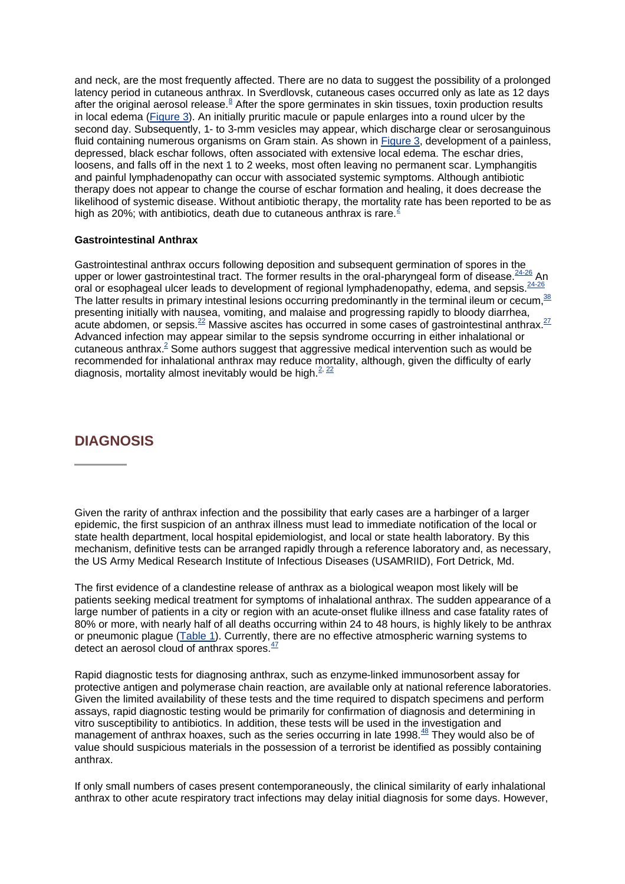and neck, are the most frequently affected. There are no data to suggest the possibility of a prolonged latency period in cutaneous anthrax. In Sverdlovsk, cutaneous cases occurred only as late as 12 days after the original aerosol release.[8] After the spore germinates in skin tissues, toxin production results in local edema (Figure 3). An initially pruritic macule or papule enlarges into a round ulcer by the second day. Subsequently, 1- to 3-mm vesicles may appear, which discharge clear or serosanguinous fluid containing numerous organisms on Gram stain. As shown in Figure 3, development of a painless, depressed, black eschar follows, often associated with extensive local edema. The eschar dries, loosens, and falls off in the next 1 to 2 weeks, most often leaving no permanent scar. Lymphangitis and painful lymphadenopathy can occur with associated systemic symptoms. Although antibiotic therapy does not appear to change the course of eschar formation and healing, it does decrease the likelihood of systemic disease. Without antibiotic therapy, the mortality rate has been reported to be as high as 20%; with antibiotics, death due to cutaneous anthrax is rare.[2]

**Gastrointestinal Anthrax**

Gastrointestinal anthrax occurs following deposition and subsequent germination of spores in the upper or lower gastrointestinal tract. The former results in the oral-pharyngeal form of disease.[24-26] An oral or esophageal ulcer leads to development of regional lymphadenopathy, edema, and sepsis.[24-26] The latter results in primary intestinal lesions occurring predominantly in the terminal ileum or cecum,[38] presenting initially with nausea, vomiting, and malaise and progressing rapidly to bloody diarrhea, acute abdomen, or sepsis.[22] Massive ascites has occurred in some cases of gastrointestinal anthrax.[27] Advanced infection may appear similar to the sepsis syndrome occurring in either inhalational or cutaneous anthrax.[2] Some authors suggest that aggressive medical intervention such as would be recommended for inhalational anthrax may reduce mortality, although, given the difficulty of early diagnosis, mortality almost inevitably would be high.[2, 22]

## DIAGNOSIS

Given the rarity of anthrax infection and the possibility that early cases are a harbinger of a larger epidemic, the first suspicion of an anthrax illness must lead to immediate notification of the local or state health department, local hospital epidemiologist, and local or state health laboratory. By this mechanism, definitive tests can be arranged rapidly through a reference laboratory and, as necessary, the US Army Medical Research Institute of Infectious Diseases (USAMRIID), Fort Detrick, Md.

The first evidence of a clandestine release of anthrax as a biological weapon most likely will be patients seeking medical treatment for symptoms of inhalational anthrax. The sudden appearance of a large number of patients in a city or region with an acute-onset flulike illness and case fatality rates of 80% or more, with nearly half of all deaths occurring within 24 to 48 hours, is highly likely to be anthrax or pneumonic plague (Table 1). Currently, there are no effective atmospheric warning systems to detect an aerosol cloud of anthrax spores.[47]

Rapid diagnostic tests for diagnosing anthrax, such as enzyme-linked immunosorbent assay for protective antigen and polymerase chain reaction, are available only at national reference laboratories. Given the limited availability of these tests and the time required to dispatch specimens and perform assays, rapid diagnostic testing would be primarily for confirmation of diagnosis and determining in vitro susceptibility to antibiotics. In addition, these tests will be used in the investigation and management of anthrax hoaxes, such as the series occurring in late 1998.[48] They would also be of value should suspicious materials in the possession of a terrorist be identified as possibly containing anthrax.

If only small numbers of cases present contemporaneously, the clinical similarity of early inhalational anthrax to other acute respiratory tract infections may delay initial diagnosis for some days. However,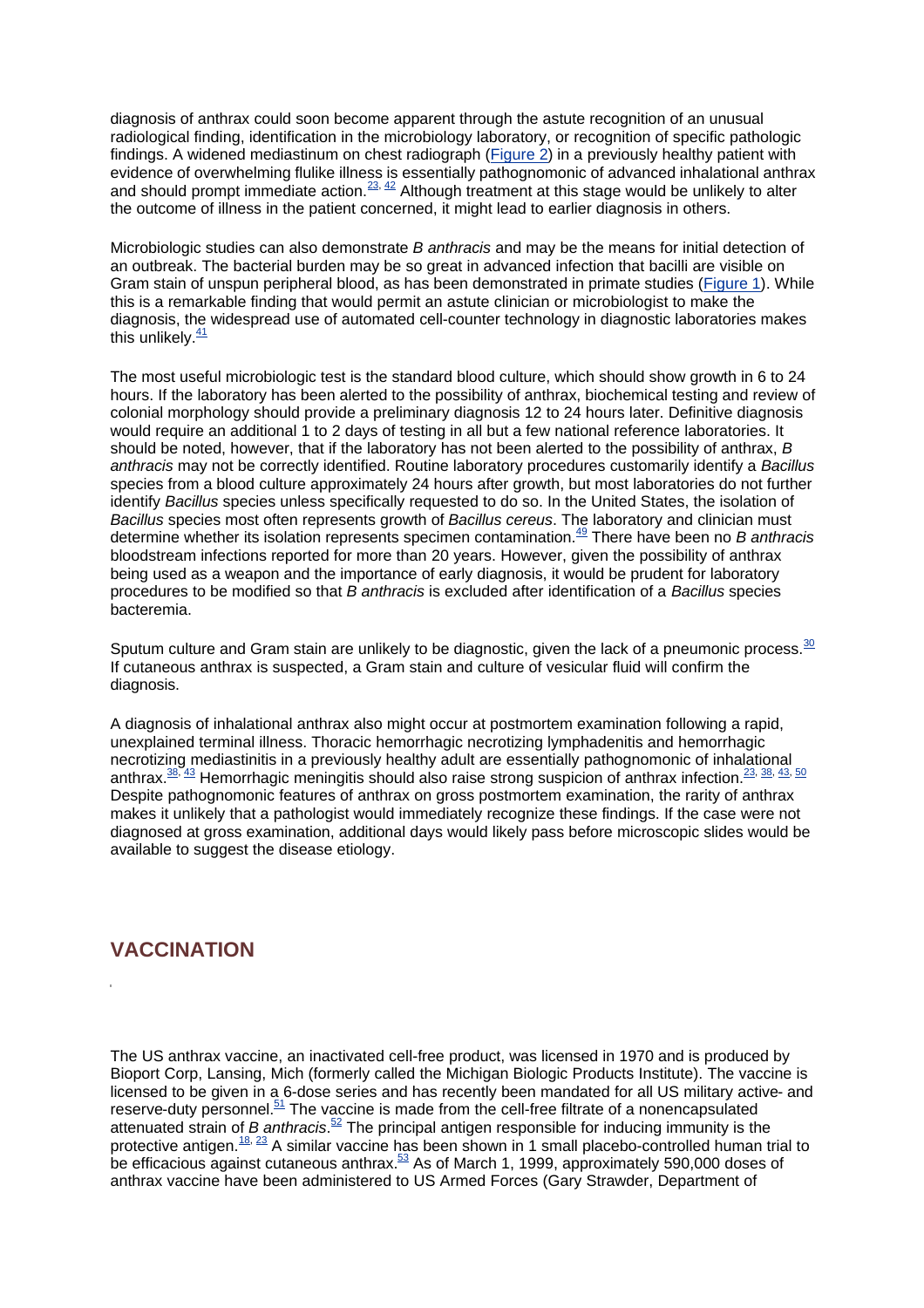diagnosis of anthrax could soon become apparent through the astute recognition of an unusual radiological finding, identification in the microbiology laboratory, or recognition of specific pathologic findings. A widened mediastinum on chest radiograph (Figure 2) in a previously healthy patient with evidence of overwhelming flulike illness is essentially pathognomonic of advanced inhalational anthrax and should prompt immediate action.[23, 42] Although treatment at this stage would be unlikely to alter the outcome of illness in the patient concerned, it might lead to earlier diagnosis in others.

Microbiologic studies can also demonstrate *B anthracis* and may be the means for initial detection of an outbreak. The bacterial burden may be so great in advanced infection that bacilli are visible on Gram stain of unspun peripheral blood, as has been demonstrated in primate studies (Figure 1). While this is a remarkable finding that would permit an astute clinician or microbiologist to make the diagnosis, the widespread use of automated cell-counter technology in diagnostic laboratories makes this unlikely.[41]

The most useful microbiologic test is the standard blood culture, which should show growth in 6 to 24 hours. If the laboratory has been alerted to the possibility of anthrax, biochemical testing and review of colonial morphology should provide a preliminary diagnosis 12 to 24 hours later. Definitive diagnosis would require an additional 1 to 2 days of testing in all but a few national reference laboratories. It should be noted, however, that if the laboratory has not been alerted to the possibility of anthrax, *B anthracis* may not be correctly identified. Routine laboratory procedures customarily identify a *Bacillus* species from a blood culture approximately 24 hours after growth, but most laboratories do not further identify *Bacillus* species unless specifically requested to do so. In the United States, the isolation of *Bacillus* species most often represents growth of *Bacillus cereus*. The laboratory and clinician must determine whether its isolation represents specimen contamination.[49] There have been no *B anthracis* bloodstream infections reported for more than 20 years. However, given the possibility of anthrax being used as a weapon and the importance of early diagnosis, it would be prudent for laboratory procedures to be modified so that *B anthracis* is excluded after identification of a *Bacillus* species bacteremia.

Sputum culture and Gram stain are unlikely to be diagnostic, given the lack of a pneumonic process.[30] If cutaneous anthrax is suspected, a Gram stain and culture of vesicular fluid will confirm the diagnosis.

A diagnosis of inhalational anthrax also might occur at postmortem examination following a rapid, unexplained terminal illness. Thoracic hemorrhagic necrotizing lymphadenitis and hemorrhagic necrotizing mediastinitis in a previously healthy adult are essentially pathognomonic of inhalational anthrax.[38, 43] Hemorrhagic meningitis should also raise strong suspicion of anthrax infection.[23, 38, 43, 50] Despite pathognomonic features of anthrax on gross postmortem examination, the rarity of anthrax makes it unlikely that a pathologist would immediately recognize these findings. If the case were not diagnosed at gross examination, additional days would likely pass before microscopic slides would be available to suggest the disease etiology.

## VACCINATION

The US anthrax vaccine, an inactivated cell-free product, was licensed in 1970 and is produced by Bioport Corp, Lansing, Mich (formerly called the Michigan Biologic Products Institute). The vaccine is licensed to be given in a 6-dose series and has recently been mandated for all US military active- and reserve-duty personnel.[51] The vaccine is made from the cell-free filtrate of a nonencapsulated attenuated strain of *B anthracis*.[52] The principal antigen responsible for inducing immunity is the protective antigen.[18, 23] A similar vaccine has been shown in 1 small placebo-controlled human trial to be efficacious against cutaneous anthrax.[53] As of March 1, 1999, approximately 590,000 doses of anthrax vaccine have been administered to US Armed Forces (Gary Strawder, Department of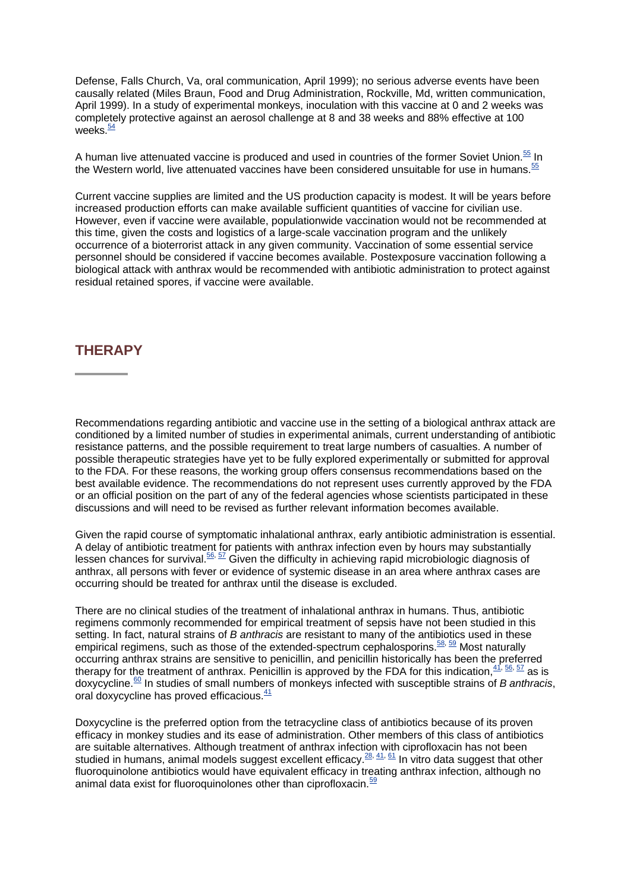Defense, Falls Church, Va, oral communication, April 1999); no serious adverse events have been causally related (Miles Braun, Food and Drug Administration, Rockville, Md, written communication, April 1999). In a study of experimental monkeys, inoculation with this vaccine at 0 and 2 weeks was completely protective against an aerosol challenge at 8 and 38 weeks and 88% effective at 100 weeks.[54]

A human live attenuated vaccine is produced and used in countries of the former Soviet Union.[55] In the Western world, live attenuated vaccines have been considered unsuitable for use in humans.[55]

Current vaccine supplies are limited and the US production capacity is modest. It will be years before increased production efforts can make available sufficient quantities of vaccine for civilian use. However, even if vaccine were available, populationwide vaccination would not be recommended at this time, given the costs and logistics of a large-scale vaccination program and the unlikely occurrence of a bioterrorist attack in any given community. Vaccination of some essential service personnel should be considered if vaccine becomes available. Postexposure vaccination following a biological attack with anthrax would be recommended with antibiotic administration to protect against residual retained spores, if vaccine were available.

## THERAPY

Recommendations regarding antibiotic and vaccine use in the setting of a biological anthrax attack are conditioned by a limited number of studies in experimental animals, current understanding of antibiotic resistance patterns, and the possible requirement to treat large numbers of casualties. A number of possible therapeutic strategies have yet to be fully explored experimentally or submitted for approval to the FDA. For these reasons, the working group offers consensus recommendations based on the best available evidence. The recommendations do not represent uses currently approved by the FDA or an official position on the part of any of the federal agencies whose scientists participated in these discussions and will need to be revised as further relevant information becomes available.

Given the rapid course of symptomatic inhalational anthrax, early antibiotic administration is essential. A delay of antibiotic treatment for patients with anthrax infection even by hours may substantially lessen chances for survival.[56, 57] Given the difficulty in achieving rapid microbiologic diagnosis of anthrax, all persons with fever or evidence of systemic disease in an area where anthrax cases are occurring should be treated for anthrax until the disease is excluded.

There are no clinical studies of the treatment of inhalational anthrax in humans. Thus, antibiotic regimens commonly recommended for empirical treatment of sepsis have not been studied in this setting. In fact, natural strains of *B anthracis* are resistant to many of the antibiotics used in these empirical regimens, such as those of the extended-spectrum cephalosporins.[58, 59] Most naturally occurring anthrax strains are sensitive to penicillin, and penicillin historically has been the preferred therapy for the treatment of anthrax. Penicillin is approved by the FDA for this indication,[41, 56, 57] as is doxycycline.[60] In studies of small numbers of monkeys infected with susceptible strains of *B anthracis*, oral doxycycline has proved efficacious.[41]

Doxycycline is the preferred option from the tetracycline class of antibiotics because of its proven efficacy in monkey studies and its ease of administration. Other members of this class of antibiotics are suitable alternatives. Although treatment of anthrax infection with ciprofloxacin has not been studied in humans, animal models suggest excellent efficacy.[28, 41, 61] In vitro data suggest that other fluoroquinolone antibiotics would have equivalent efficacy in treating anthrax infection, although no animal data exist for fluoroquinolones other than ciprofloxacin.[59]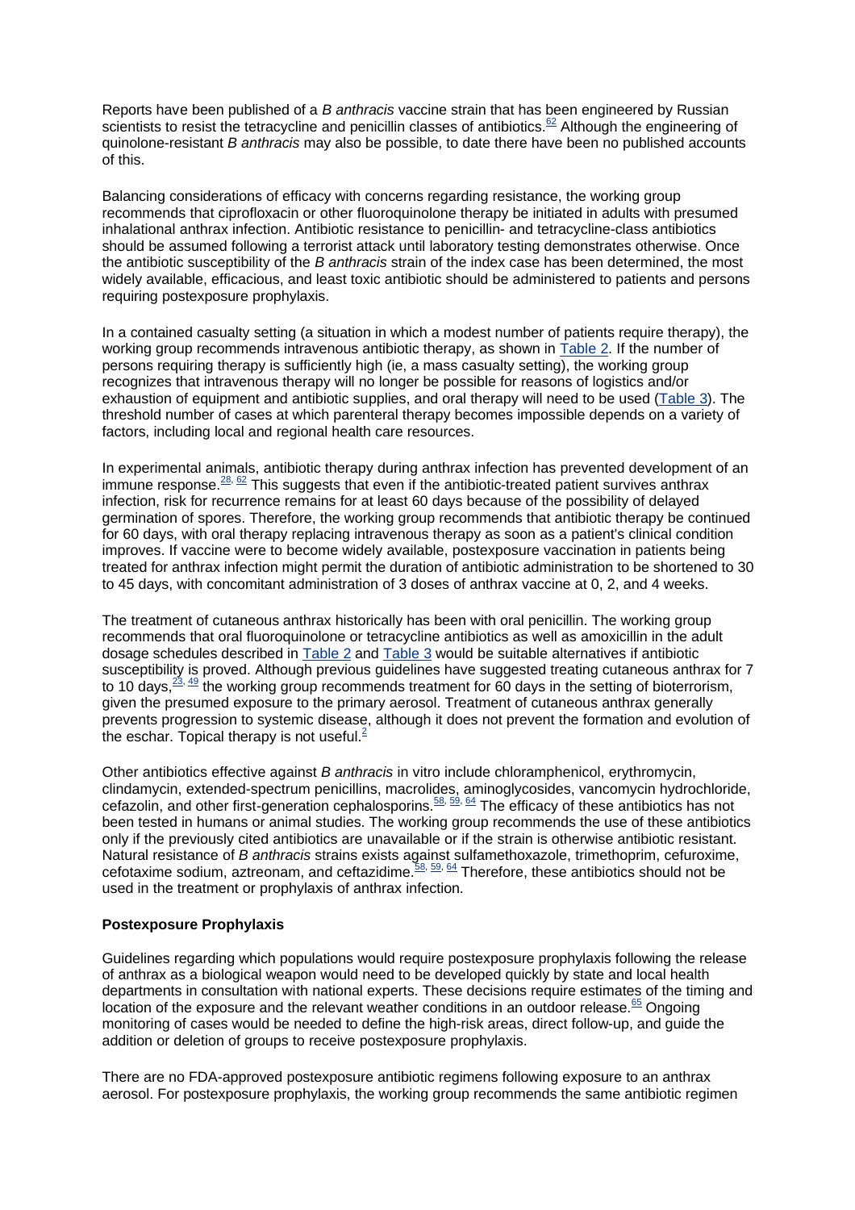Reports have been published of a *B anthracis* vaccine strain that has been engineered by Russian scientists to resist the tetracycline and penicillin classes of antibiotics.[62] Although the engineering of quinolone-resistant *B anthracis* may also be possible, to date there have been no published accounts of this.

Balancing considerations of efficacy with concerns regarding resistance, the working group recommends that ciprofloxacin or other fluoroquinolone therapy be initiated in adults with presumed inhalational anthrax infection. Antibiotic resistance to penicillin- and tetracycline-class antibiotics should be assumed following a terrorist attack until laboratory testing demonstrates otherwise. Once the antibiotic susceptibility of the *B anthracis* strain of the index case has been determined, the most widely available, efficacious, and least toxic antibiotic should be administered to patients and persons requiring postexposure prophylaxis.

In a contained casualty setting (a situation in which a modest number of patients require therapy), the working group recommends intravenous antibiotic therapy, as shown in Table 2. If the number of persons requiring therapy is sufficiently high (ie, a mass casualty setting), the working group recognizes that intravenous therapy will no longer be possible for reasons of logistics and/or exhaustion of equipment and antibiotic supplies, and oral therapy will need to be used (Table 3). The threshold number of cases at which parenteral therapy becomes impossible depends on a variety of factors, including local and regional health care resources.

In experimental animals, antibiotic therapy during anthrax infection has prevented development of an immune response.[28, 62] This suggests that even if the antibiotic-treated patient survives anthrax infection, risk for recurrence remains for at least 60 days because of the possibility of delayed germination of spores. Therefore, the working group recommends that antibiotic therapy be continued for 60 days, with oral therapy replacing intravenous therapy as soon as a patient's clinical condition improves. If vaccine were to become widely available, postexposure vaccination in patients being treated for anthrax infection might permit the duration of antibiotic administration to be shortened to 30 to 45 days, with concomitant administration of 3 doses of anthrax vaccine at 0, 2, and 4 weeks.

The treatment of cutaneous anthrax historically has been with oral penicillin. The working group recommends that oral fluoroquinolone or tetracycline antibiotics as well as amoxicillin in the adult dosage schedules described in Table 2 and Table 3 would be suitable alternatives if antibiotic susceptibility is proved. Although previous guidelines have suggested treating cutaneous anthrax for 7 to 10 days,[23, 49] the working group recommends treatment for 60 days in the setting of bioterrorism, given the presumed exposure to the primary aerosol. Treatment of cutaneous anthrax generally prevents progression to systemic disease, although it does not prevent the formation and evolution of the eschar. Topical therapy is not useful.[2]

Other antibiotics effective against *B anthracis* in vitro include chloramphenicol, erythromycin, clindamycin, extended-spectrum penicillins, macrolides, aminoglycosides, vancomycin hydrochloride, cefazolin, and other first-generation cephalosporins.[58, 59, 64] The efficacy of these antibiotics has not been tested in humans or animal studies. The working group recommends the use of these antibiotics only if the previously cited antibiotics are unavailable or if the strain is otherwise antibiotic resistant. Natural resistance of *B anthracis* strains exists against sulfamethoxazole, trimethoprim, cefuroxime, cefotaxime sodium, aztreonam, and ceftazidime.[58, 59, 64] Therefore, these antibiotics should not be used in the treatment or prophylaxis of anthrax infection.

**Postexposure Prophylaxis**

Guidelines regarding which populations would require postexposure prophylaxis following the release of anthrax as a biological weapon would need to be developed quickly by state and local health departments in consultation with national experts. These decisions require estimates of the timing and location of the exposure and the relevant weather conditions in an outdoor release.[65] Ongoing monitoring of cases would be needed to define the high-risk areas, direct follow-up, and guide the addition or deletion of groups to receive postexposure prophylaxis.

There are no FDA-approved postexposure antibiotic regimens following exposure to an anthrax aerosol. For postexposure prophylaxis, the working group recommends the same antibiotic regimen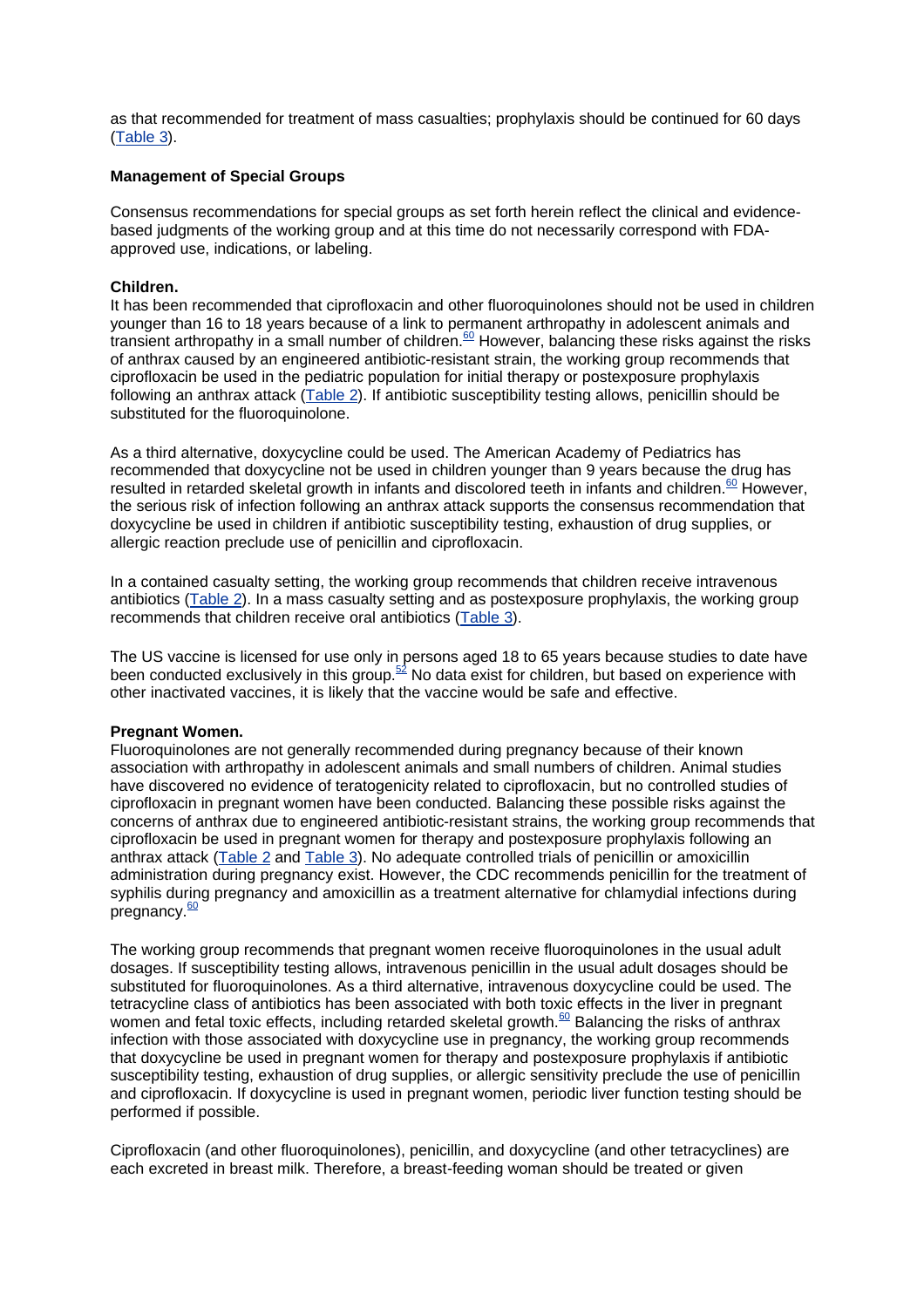as that recommended for treatment of mass casualties; prophylaxis should be continued for 60 days (Table 3).

**Management of Special Groups**

Consensus recommendations for special groups as set forth herein reflect the clinical and evidence-based judgments of the working group and at this time do not necessarily correspond with FDA-approved use, indications, or labeling.

**Children.**

It has been recommended that ciprofloxacin and other fluoroquinolones should not be used in children younger than 16 to 18 years because of a link to permanent arthropathy in adolescent animals and transient arthropathy in a small number of children.[60] However, balancing these risks against the risks of anthrax caused by an engineered antibiotic-resistant strain, the working group recommends that ciprofloxacin be used in the pediatric population for initial therapy or postexposure prophylaxis following an anthrax attack (Table 2). If antibiotic susceptibility testing allows, penicillin should be substituted for the fluoroquinolone.

As a third alternative, doxycycline could be used. The American Academy of Pediatrics has recommended that doxycycline not be used in children younger than 9 years because the drug has resulted in retarded skeletal growth in infants and discolored teeth in infants and children.[60] However, the serious risk of infection following an anthrax attack supports the consensus recommendation that doxycycline be used in children if antibiotic susceptibility testing, exhaustion of drug supplies, or allergic reaction preclude use of penicillin and ciprofloxacin.

In a contained casualty setting, the working group recommends that children receive intravenous antibiotics (Table 2). In a mass casualty setting and as postexposure prophylaxis, the working group recommends that children receive oral antibiotics (Table 3).

The US vaccine is licensed for use only in persons aged 18 to 65 years because studies to date have been conducted exclusively in this group.[52] No data exist for children, but based on experience with other inactivated vaccines, it is likely that the vaccine would be safe and effective.

**Pregnant Women.**

Fluoroquinolones are not generally recommended during pregnancy because of their known association with arthropathy in adolescent animals and small numbers of children. Animal studies have discovered no evidence of teratogenicity related to ciprofloxacin, but no controlled studies of ciprofloxacin in pregnant women have been conducted. Balancing these possible risks against the concerns of anthrax due to engineered antibiotic-resistant strains, the working group recommends that ciprofloxacin be used in pregnant women for therapy and postexposure prophylaxis following an anthrax attack (Table 2 and Table 3). No adequate controlled trials of penicillin or amoxicillin administration during pregnancy exist. However, the CDC recommends penicillin for the treatment of syphilis during pregnancy and amoxicillin as a treatment alternative for chlamydial infections during pregnancy.[60]

The working group recommends that pregnant women receive fluoroquinolones in the usual adult dosages. If susceptibility testing allows, intravenous penicillin in the usual adult dosages should be substituted for fluoroquinolones. As a third alternative, intravenous doxycycline could be used. The tetracycline class of antibiotics has been associated with both toxic effects in the liver in pregnant women and fetal toxic effects, including retarded skeletal growth.[60] Balancing the risks of anthrax infection with those associated with doxycycline use in pregnancy, the working group recommends that doxycycline be used in pregnant women for therapy and postexposure prophylaxis if antibiotic susceptibility testing, exhaustion of drug supplies, or allergic sensitivity preclude the use of penicillin and ciprofloxacin. If doxycycline is used in pregnant women, periodic liver function testing should be performed if possible.

Ciprofloxacin (and other fluoroquinolones), penicillin, and doxycycline (and other tetracyclines) are each excreted in breast milk. Therefore, a breast-feeding woman should be treated or given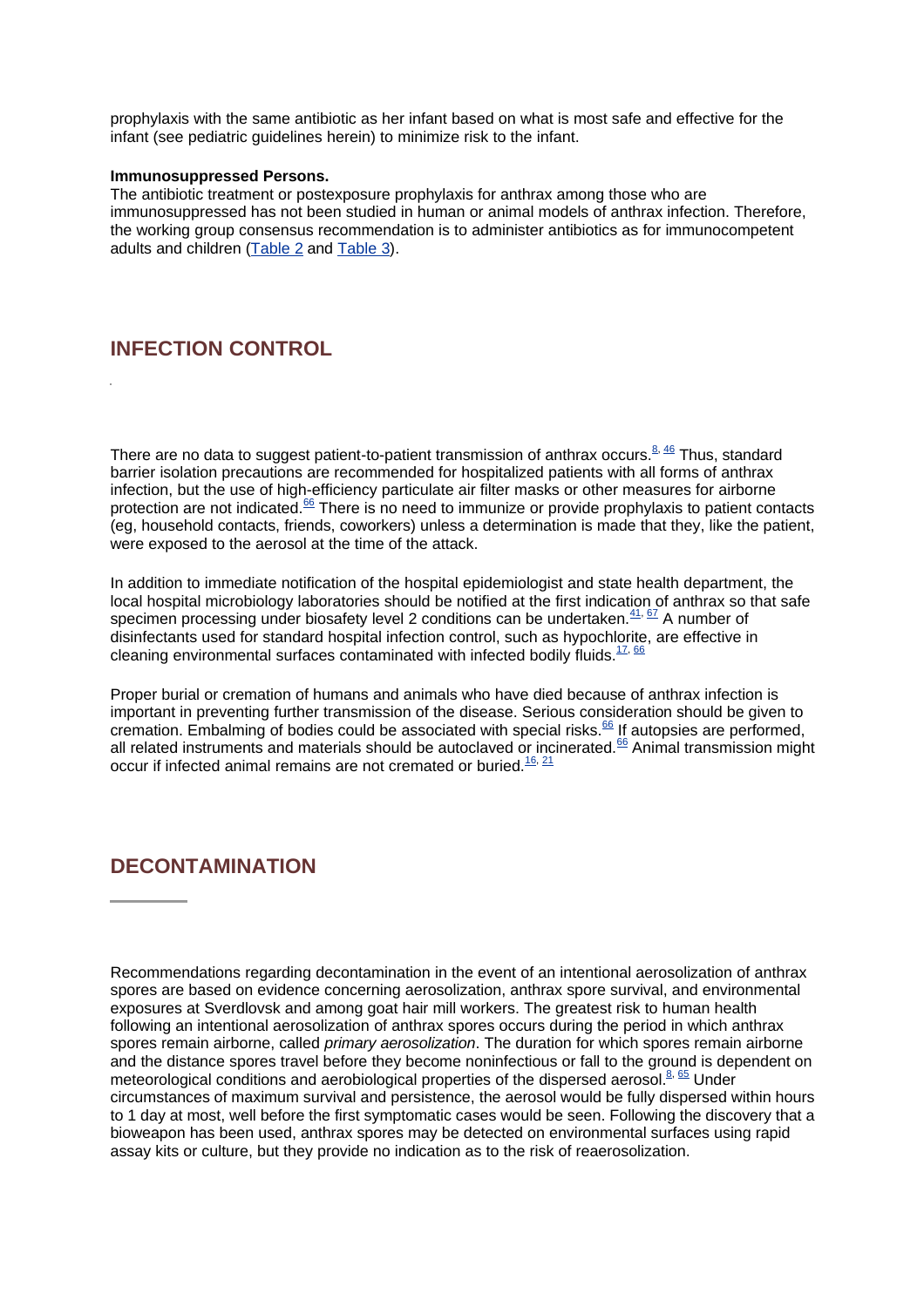prophylaxis with the same antibiotic as her infant based on what is most safe and effective for the infant (see pediatric guidelines herein) to minimize risk to the infant.

**Immunosuppressed Persons.**

The antibiotic treatment or postexposure prophylaxis for anthrax among those who are immunosuppressed has not been studied in human or animal models of anthrax infection. Therefore, the working group consensus recommendation is to administer antibiotics as for immunocompetent adults and children (Table 2 and Table 3).

## INFECTION CONTROL

There are no data to suggest patient-to-patient transmission of anthrax occurs.[8, 46] Thus, standard barrier isolation precautions are recommended for hospitalized patients with all forms of anthrax infection, but the use of high-efficiency particulate air filter masks or other measures for airborne protection are not indicated.[66] There is no need to immunize or provide prophylaxis to patient contacts (eg, household contacts, friends, coworkers) unless a determination is made that they, like the patient, were exposed to the aerosol at the time of the attack.

In addition to immediate notification of the hospital epidemiologist and state health department, the local hospital microbiology laboratories should be notified at the first indication of anthrax so that safe specimen processing under biosafety level 2 conditions can be undertaken.[41, 67] A number of disinfectants used for standard hospital infection control, such as hypochlorite, are effective in cleaning environmental surfaces contaminated with infected bodily fluids.[17, 66]

Proper burial or cremation of humans and animals who have died because of anthrax infection is important in preventing further transmission of the disease. Serious consideration should be given to cremation. Embalming of bodies could be associated with special risks.[66] If autopsies are performed, all related instruments and materials should be autoclaved or incinerated.[66] Animal transmission might occur if infected animal remains are not cremated or buried.[16, 21]

## DECONTAMINATION

Recommendations regarding decontamination in the event of an intentional aerosolization of anthrax spores are based on evidence concerning aerosolization, anthrax spore survival, and environmental exposures at Sverdlovsk and among goat hair mill workers. The greatest risk to human health following an intentional aerosolization of anthrax spores occurs during the period in which anthrax spores remain airborne, called *primary aerosolization*. The duration for which spores remain airborne and the distance spores travel before they become noninfectious or fall to the ground is dependent on meteorological conditions and aerobiological properties of the dispersed aerosol.[8, 65] Under circumstances of maximum survival and persistence, the aerosol would be fully dispersed within hours to 1 day at most, well before the first symptomatic cases would be seen. Following the discovery that a bioweapon has been used, anthrax spores may be detected on environmental surfaces using rapid assay kits or culture, but they provide no indication as to the risk of reaerosolization.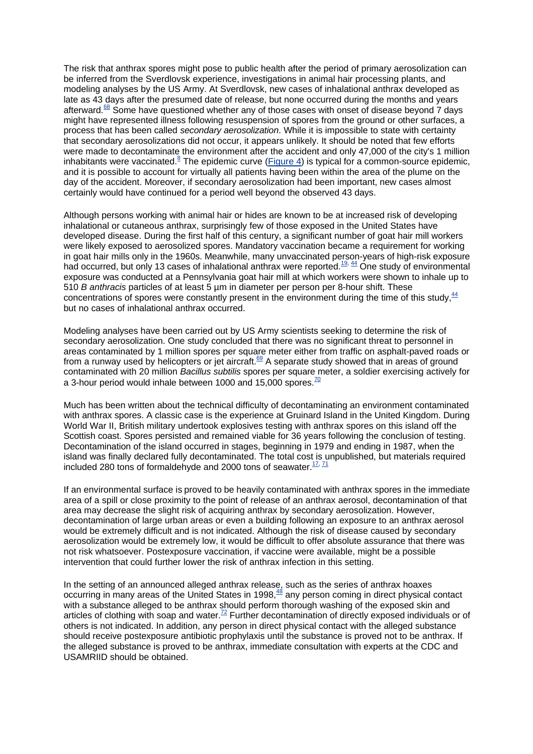The risk that anthrax spores might pose to public health after the period of primary aerosolization can be inferred from the Sverdlovsk experience, investigations in animal hair processing plants, and modeling analyses by the US Army. At Sverdlovsk, new cases of inhalational anthrax developed as late as 43 days after the presumed date of release, but none occurred during the months and years afterward.[68] Some have questioned whether any of those cases with onset of disease beyond 7 days might have represented illness following resuspension of spores from the ground or other surfaces, a process that has been called *secondary aerosolization*. While it is impossible to state with certainty that secondary aerosolizations did not occur, it appears unlikely. It should be noted that few efforts were made to decontaminate the environment after the accident and only 47,000 of the city's 1 million inhabitants were vaccinated.[8] The epidemic curve (Figure 4) is typical for a common-source epidemic, and it is possible to account for virtually all patients having been within the area of the plume on the day of the accident. Moreover, if secondary aerosolization had been important, new cases almost certainly would have continued for a period well beyond the observed 43 days.

Although persons working with animal hair or hides are known to be at increased risk of developing inhalational or cutaneous anthrax, surprisingly few of those exposed in the United States have developed disease. During the first half of this century, a significant number of goat hair mill workers were likely exposed to aerosolized spores. Mandatory vaccination became a requirement for working in goat hair mills only in the 1960s. Meanwhile, many unvaccinated person-years of high-risk exposure had occurred, but only 13 cases of inhalational anthrax were reported.[19, 44] One study of environmental exposure was conducted at a Pennsylvania goat hair mill at which workers were shown to inhale up to 510 *B anthracis* particles of at least 5 µm in diameter per person per 8-hour shift. These concentrations of spores were constantly present in the environment during the time of this study,[44] but no cases of inhalational anthrax occurred.

Modeling analyses have been carried out by US Army scientists seeking to determine the risk of secondary aerosolization. One study concluded that there was no significant threat to personnel in areas contaminated by 1 million spores per square meter either from traffic on asphalt-paved roads or from a runway used by helicopters or jet aircraft.[69] A separate study showed that in areas of ground contaminated with 20 million *Bacillus subtilis* spores per square meter, a soldier exercising actively for a 3-hour period would inhale between 1000 and 15,000 spores.[70]

Much has been written about the technical difficulty of decontaminating an environment contaminated with anthrax spores. A classic case is the experience at Gruinard Island in the United Kingdom. During World War II, British military undertook explosives testing with anthrax spores on this island off the Scottish coast. Spores persisted and remained viable for 36 years following the conclusion of testing. Decontamination of the island occurred in stages, beginning in 1979 and ending in 1987, when the island was finally declared fully decontaminated. The total cost is unpublished, but materials required included 280 tons of formaldehyde and 2000 tons of seawater.[17, 71]

If an environmental surface is proved to be heavily contaminated with anthrax spores in the immediate area of a spill or close proximity to the point of release of an anthrax aerosol, decontamination of that area may decrease the slight risk of acquiring anthrax by secondary aerosolization. However, decontamination of large urban areas or even a building following an exposure to an anthrax aerosol would be extremely difficult and is not indicated. Although the risk of disease caused by secondary aerosolization would be extremely low, it would be difficult to offer absolute assurance that there was not risk whatsoever. Postexposure vaccination, if vaccine were available, might be a possible intervention that could further lower the risk of anthrax infection in this setting.

In the setting of an announced alleged anthrax release, such as the series of anthrax hoaxes occurring in many areas of the United States in 1998,[48] any person coming in direct physical contact with a substance alleged to be anthrax should perform thorough washing of the exposed skin and articles of clothing with soap and water.[72] Further decontamination of directly exposed individuals or of others is not indicated. In addition, any person in direct physical contact with the alleged substance should receive postexposure antibiotic prophylaxis until the substance is proved not to be anthrax. If the alleged substance is proved to be anthrax, immediate consultation with experts at the CDC and USAMRIID should be obtained.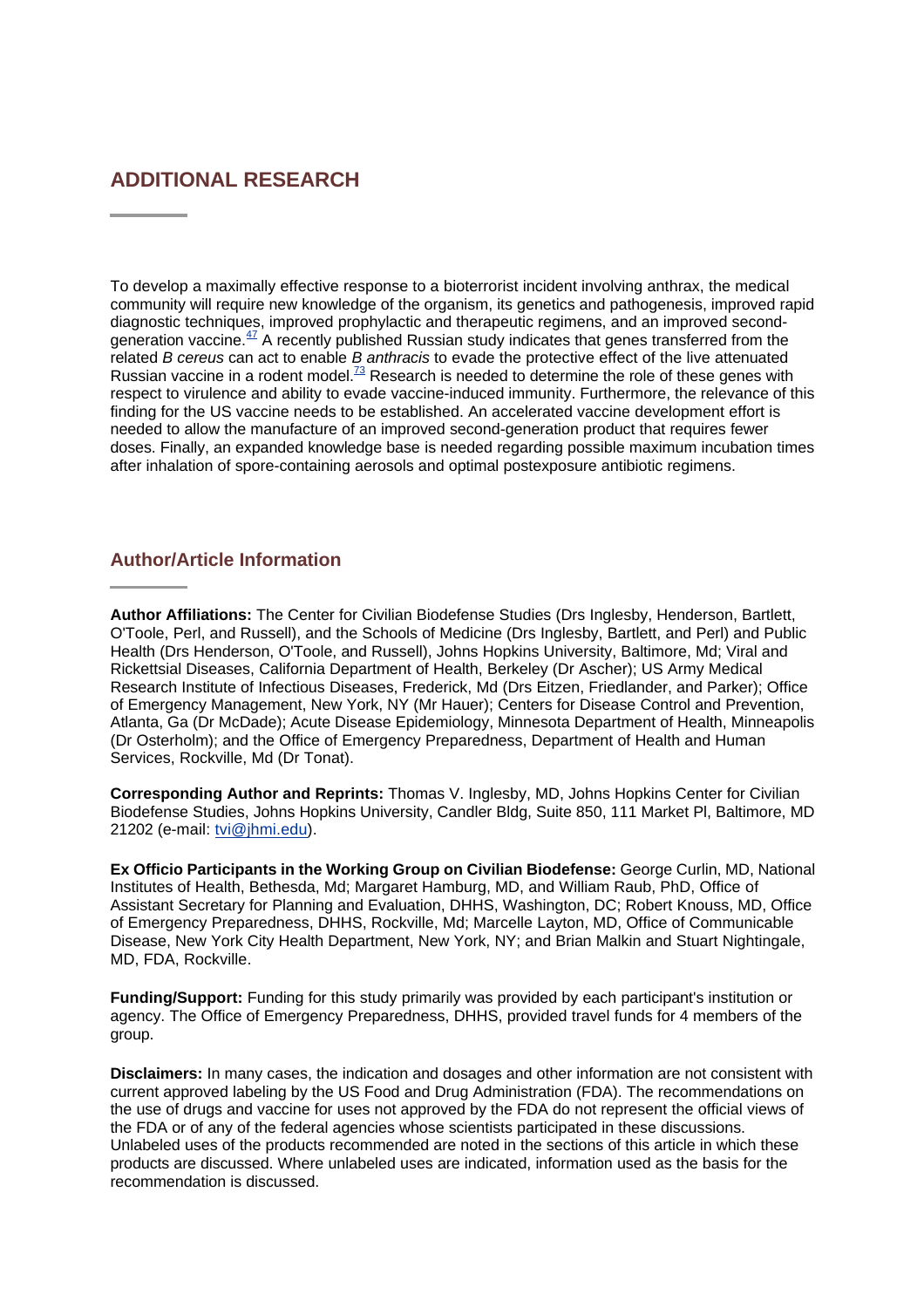## ADDITIONAL RESEARCH

To develop a maximally effective response to a bioterrorist incident involving anthrax, the medical community will require new knowledge of the organism, its genetics and pathogenesis, improved rapid diagnostic techniques, improved prophylactic and therapeutic regimens, and an improved second-generation vaccine.[47] A recently published Russian study indicates that genes transferred from the related *B cereus* can act to enable *B anthracis* to evade the protective effect of the live attenuated Russian vaccine in a rodent model.[73] Research is needed to determine the role of these genes with respect to virulence and ability to evade vaccine-induced immunity. Furthermore, the relevance of this finding for the US vaccine needs to be established. An accelerated vaccine development effort is needed to allow the manufacture of an improved second-generation product that requires fewer doses. Finally, an expanded knowledge base is needed regarding possible maximum incubation times after inhalation of spore-containing aerosols and optimal postexposure antibiotic regimens.

## Author/Article Information

**Author Affiliations:** The Center for Civilian Biodefense Studies (Drs Inglesby, Henderson, Bartlett, O'Toole, Perl, and Russell), and the Schools of Medicine (Drs Inglesby, Bartlett, and Perl) and Public Health (Drs Henderson, O'Toole, and Russell), Johns Hopkins University, Baltimore, Md; Viral and Rickettsial Diseases, California Department of Health, Berkeley (Dr Ascher); US Army Medical Research Institute of Infectious Diseases, Frederick, Md (Drs Eitzen, Friedlander, and Parker); Office of Emergency Management, New York, NY (Mr Hauer); Centers for Disease Control and Prevention, Atlanta, Ga (Dr McDade); Acute Disease Epidemiology, Minnesota Department of Health, Minneapolis (Dr Osterholm); and the Office of Emergency Preparedness, Department of Health and Human Services, Rockville, Md (Dr Tonat).

**Corresponding Author and Reprints:** Thomas V. Inglesby, MD, Johns Hopkins Center for Civilian Biodefense Studies, Johns Hopkins University, Candler Bldg, Suite 850, 111 Market Pl, Baltimore, MD 21202 (e-mail: tvi@jhmi.edu).

**Ex Officio Participants in the Working Group on Civilian Biodefense:** George Curlin, MD, National Institutes of Health, Bethesda, Md; Margaret Hamburg, MD, and William Raub, PhD, Office of Assistant Secretary for Planning and Evaluation, DHHS, Washington, DC; Robert Knouss, MD, Office of Emergency Preparedness, DHHS, Rockville, Md; Marcelle Layton, MD, Office of Communicable Disease, New York City Health Department, New York, NY; and Brian Malkin and Stuart Nightingale, MD, FDA, Rockville.

**Funding/Support:** Funding for this study primarily was provided by each participant's institution or agency. The Office of Emergency Preparedness, DHHS, provided travel funds for 4 members of the group.

**Disclaimers:** In many cases, the indication and dosages and other information are not consistent with current approved labeling by the US Food and Drug Administration (FDA). The recommendations on the use of drugs and vaccine for uses not approved by the FDA do not represent the official views of the FDA or of any of the federal agencies whose scientists participated in these discussions. Unlabeled uses of the products recommended are noted in the sections of this article in which these products are discussed. Where unlabeled uses are indicated, information used as the basis for the recommendation is discussed.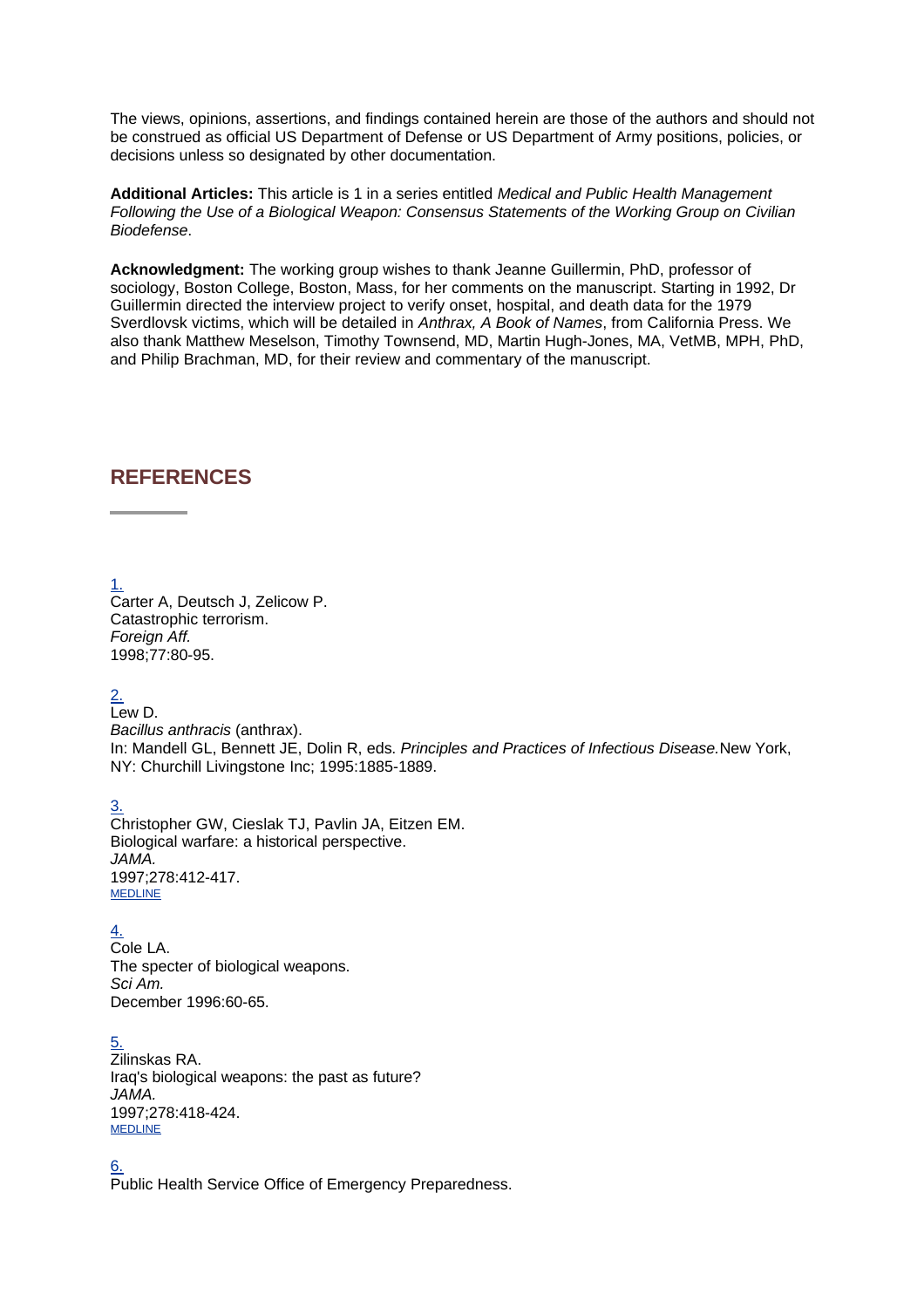The views, opinions, assertions, and findings contained herein are those of the authors and should not be construed as official US Department of Defense or US Department of Army positions, policies, or decisions unless so designated by other documentation.

**Additional Articles:** This article is 1 in a series entitled *Medical and Public Health Management Following the Use of a Biological Weapon: Consensus Statements of the Working Group on Civilian Biodefense*.

**Acknowledgment:** The working group wishes to thank Jeanne Guillermin, PhD, professor of sociology, Boston College, Boston, Mass, for her comments on the manuscript. Starting in 1992, Dr Guillermin directed the interview project to verify onset, hospital, and death data for the 1979 Sverdlovsk victims, which will be detailed in *Anthrax, A Book of Names*, from California Press. We also thank Matthew Meselson, Timothy Townsend, MD, Martin Hugh-Jones, MA, VetMB, MPH, PhD, and Philip Brachman, MD, for their review and commentary of the manuscript.

## REFERENCES

1.
Carter A, Deutsch J, Zelicow P.
Catastrophic terrorism.
*Foreign Aff.*
1998;77:80-95.

2.
Lew D.
*Bacillus anthracis* (anthrax).
In: Mandell GL, Bennett JE, Dolin R, eds. *Principles and Practices of Infectious Disease.* New York, NY: Churchill Livingstone Inc; 1995:1885-1889.

3.
Christopher GW, Cieslak TJ, Pavlin JA, Eitzen EM.
Biological warfare: a historical perspective.
*JAMA.*
1997;278:412-417.
MEDLINE

4.
Cole LA.
The specter of biological weapons.
*Sci Am.*
December 1996:60-65.

5.
Zilinskas RA.
Iraq's biological weapons: the past as future?
*JAMA.*
1997;278:418-424.
MEDLINE

6.
Public Health Service Office of Emergency Preparedness.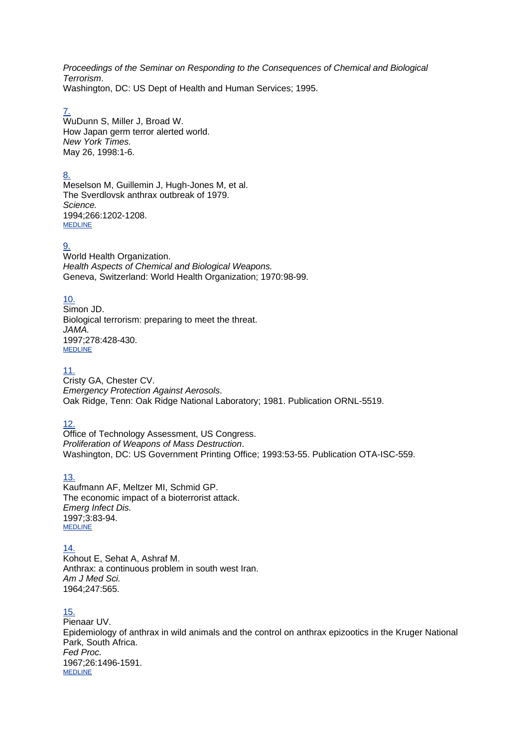*Proceedings of the Seminar on Responding to the Consequences of Chemical and Biological Terrorism*.
Washington, DC: US Dept of Health and Human Services; 1995.

7.
WuDunn S, Miller J, Broad W.
How Japan germ terror alerted world.
*New York Times.*
May 26, 1998:1-6.

8.
Meselson M, Guillemin J, Hugh-Jones M, et al.
The Sverdlovsk anthrax outbreak of 1979.
*Science.*
1994;266:1202-1208.
MEDLINE

9.
World Health Organization.
*Health Aspects of Chemical and Biological Weapons.*
Geneva, Switzerland: World Health Organization; 1970:98-99.

10.
Simon JD.
Biological terrorism: preparing to meet the threat.
*JAMA.*
1997;278:428-430.
MEDLINE

11.
Cristy GA, Chester CV.
*Emergency Protection Against Aerosols*.
Oak Ridge, Tenn: Oak Ridge National Laboratory; 1981. Publication ORNL-5519.

12.
Office of Technology Assessment, US Congress.
*Proliferation of Weapons of Mass Destruction*.
Washington, DC: US Government Printing Office; 1993:53-55. Publication OTA-ISC-559.

13.
Kaufmann AF, Meltzer MI, Schmid GP.
The economic impact of a bioterrorist attack.
*Emerg Infect Dis.*
1997;3:83-94.
MEDLINE

14.
Kohout E, Sehat A, Ashraf M.
Anthrax: a continuous problem in south west Iran.
*Am J Med Sci.*
1964;247:565.

15.
Pienaar UV.
Epidemiology of anthrax in wild animals and the control on anthrax epizootics in the Kruger National Park, South Africa.
*Fed Proc.*
1967;26:1496-1591.
MEDLINE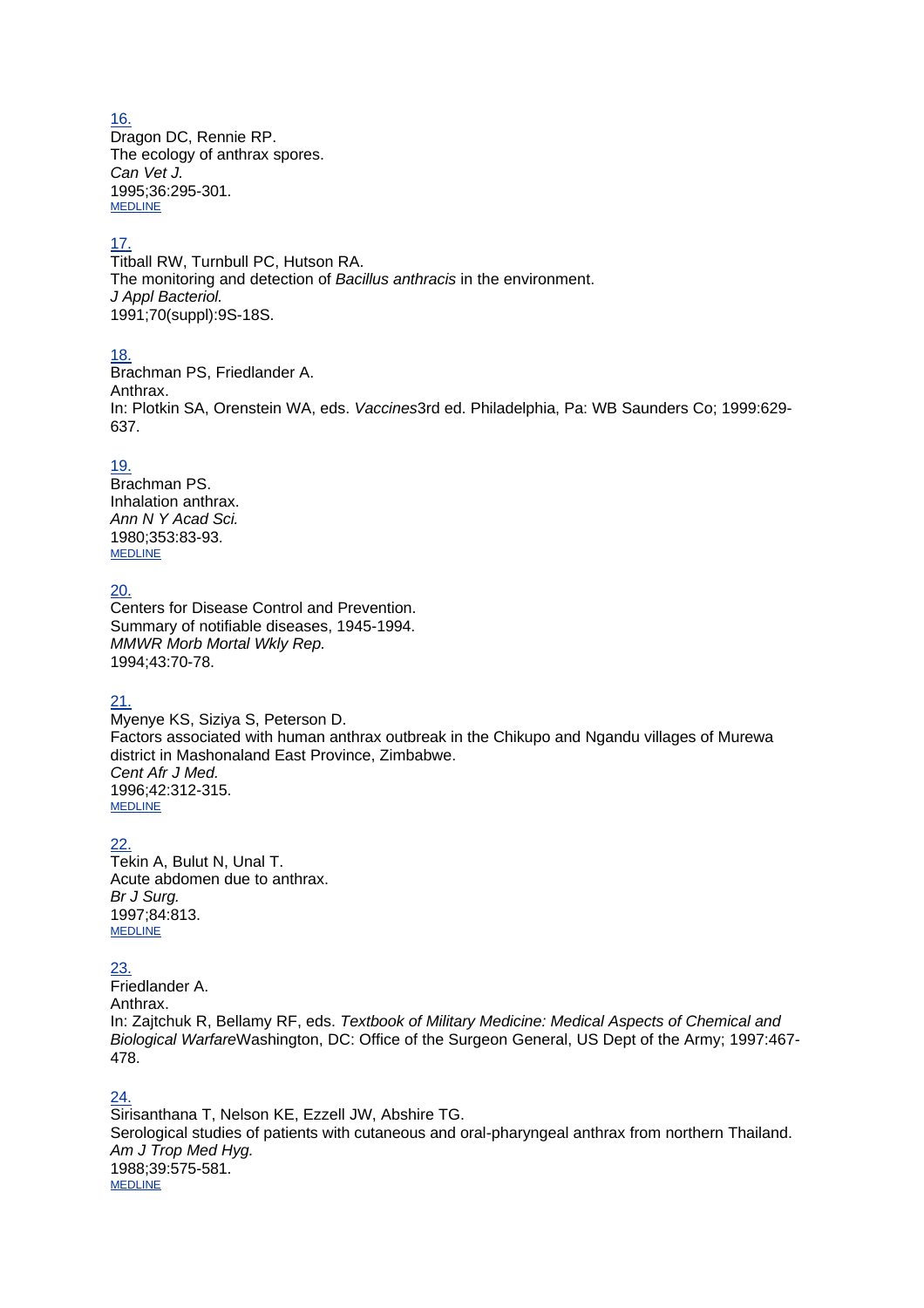16.
Dragon DC, Rennie RP.
The ecology of anthrax spores.
*Can Vet J.*
1995;36:295-301.
MEDLINE

17.
Titball RW, Turnbull PC, Hutson RA.
The monitoring and detection of *Bacillus anthracis* in the environment.
*J Appl Bacteriol.*
1991;70(suppl):9S-18S.

18.
Brachman PS, Friedlander A.
Anthrax.
In: Plotkin SA, Orenstein WA, eds. *Vaccines*3rd ed. Philadelphia, Pa: WB Saunders Co; 1999:629-637.

19.
Brachman PS.
Inhalation anthrax.
*Ann N Y Acad Sci.*
1980;353:83-93.
MEDLINE

20.
Centers for Disease Control and Prevention.
Summary of notifiable diseases, 1945-1994.
*MMWR Morb Mortal Wkly Rep.*
1994;43:70-78.

21.
Myenye KS, Siziya S, Peterson D.
Factors associated with human anthrax outbreak in the Chikupo and Ngandu villages of Murewa district in Mashonaland East Province, Zimbabwe.
*Cent Afr J Med.*
1996;42:312-315.
MEDLINE

22.
Tekin A, Bulut N, Unal T.
Acute abdomen due to anthrax.
*Br J Surg.*
1997;84:813.
MEDLINE

23.
Friedlander A.
Anthrax.
In: Zajtchuk R, Bellamy RF, eds. *Textbook of Military Medicine: Medical Aspects of Chemical and Biological Warfare*Washington, DC: Office of the Surgeon General, US Dept of the Army; 1997:467-478.

24.
Sirisanthana T, Nelson KE, Ezzell JW, Abshire TG.
Serological studies of patients with cutaneous and oral-pharyngeal anthrax from northern Thailand.
*Am J Trop Med Hyg.*
1988;39:575-581.
MEDLINE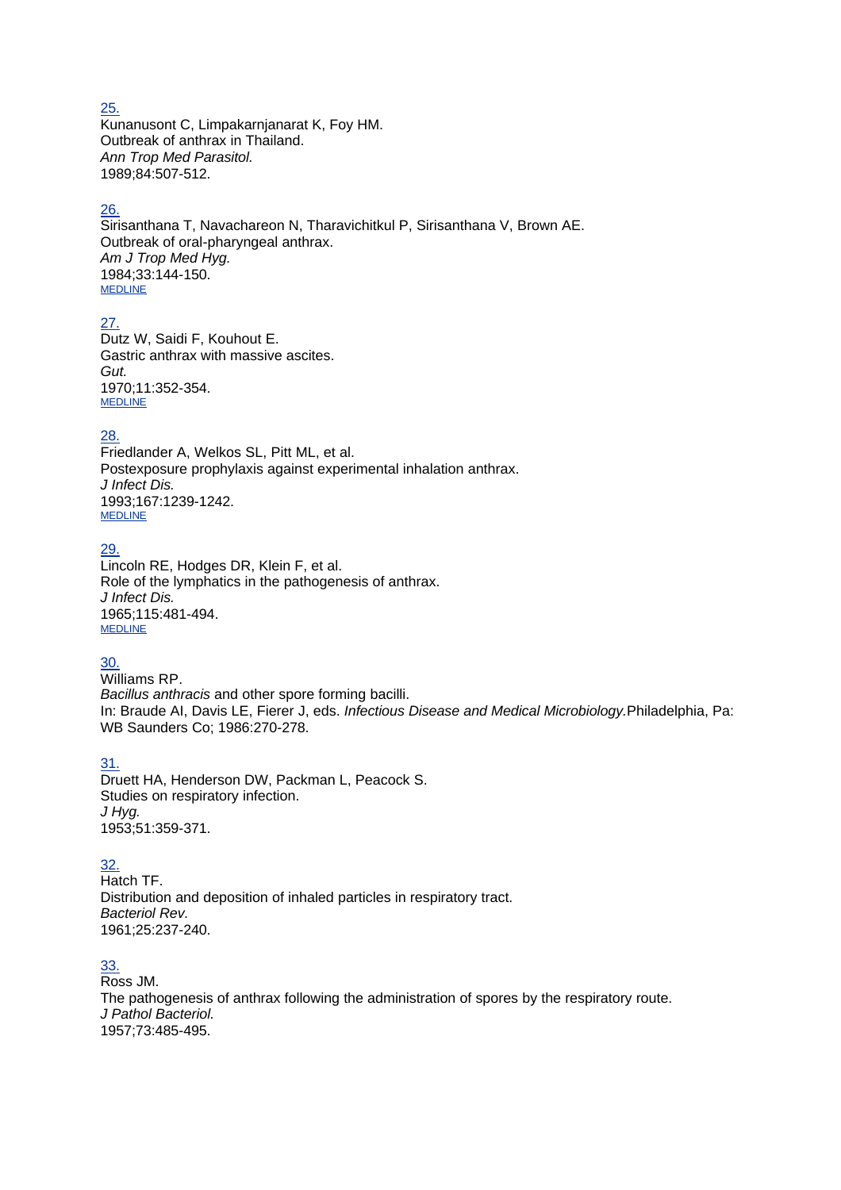25.
Kunanusont C, Limpakarnjanarat K, Foy HM.
Outbreak of anthrax in Thailand.
*Ann Trop Med Parasitol.*
1989;84:507-512.

26.
Sirisanthana T, Navachareon N, Tharavichitkul P, Sirisanthana V, Brown AE.
Outbreak of oral-pharyngeal anthrax.
*Am J Trop Med Hyg.*
1984;33:144-150.
MEDLINE

27.
Dutz W, Saidi F, Kouhout E.
Gastric anthrax with massive ascites.
*Gut.*
1970;11:352-354.
MEDLINE

28.
Friedlander A, Welkos SL, Pitt ML, et al.
Postexposure prophylaxis against experimental inhalation anthrax.
*J Infect Dis.*
1993;167:1239-1242.
MEDLINE

29.
Lincoln RE, Hodges DR, Klein F, et al.
Role of the lymphatics in the pathogenesis of anthrax.
*J Infect Dis.*
1965;115:481-494.
MEDLINE

30.
Williams RP.
*Bacillus anthracis* and other spore forming bacilli.
In: Braude AI, Davis LE, Fierer J, eds. *Infectious Disease and Medical Microbiology.*Philadelphia, Pa: WB Saunders Co; 1986:270-278.

31.
Druett HA, Henderson DW, Packman L, Peacock S.
Studies on respiratory infection.
*J Hyg.*
1953;51:359-371.

32.
Hatch TF.
Distribution and deposition of inhaled particles in respiratory tract.
*Bacteriol Rev.*
1961;25:237-240.

33.
Ross JM.
The pathogenesis of anthrax following the administration of spores by the respiratory route.
*J Pathol Bacteriol.*
1957;73:485-495.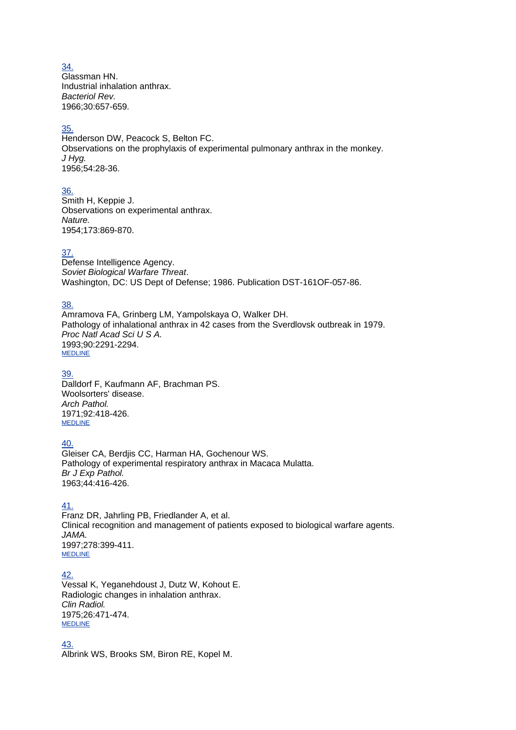34.
Glassman HN.
Industrial inhalation anthrax.
*Bacteriol Rev.*
1966;30:657-659.

35.
Henderson DW, Peacock S, Belton FC.
Observations on the prophylaxis of experimental pulmonary anthrax in the monkey.
*J Hyg.*
1956;54:28-36.

36.
Smith H, Keppie J.
Observations on experimental anthrax.
*Nature.*
1954;173:869-870.

37.
Defense Intelligence Agency.
*Soviet Biological Warfare Threat*.
Washington, DC: US Dept of Defense; 1986. Publication DST-161OF-057-86.

38.
Amramova FA, Grinberg LM, Yampolskaya O, Walker DH.
Pathology of inhalational anthrax in 42 cases from the Sverdlovsk outbreak in 1979.
*Proc Natl Acad Sci U S A.*
1993;90:2291-2294.
MEDLINE

39.
Dalldorf F, Kaufmann AF, Brachman PS.
Woolsorters' disease.
*Arch Pathol.*
1971;92:418-426.
MEDLINE

40.
Gleiser CA, Berdjis CC, Harman HA, Gochenour WS.
Pathology of experimental respiratory anthrax in Macaca Mulatta.
*Br J Exp Pathol.*
1963;44:416-426.

41.
Franz DR, Jahrling PB, Friedlander A, et al.
Clinical recognition and management of patients exposed to biological warfare agents.
*JAMA.*
1997;278:399-411.
MEDLINE

42.
Vessal K, Yeganehdoust J, Dutz W, Kohout E.
Radiologic changes in inhalation anthrax.
*Clin Radiol.*
1975;26:471-474.
MEDLINE

43.
Albrink WS, Brooks SM, Biron RE, Kopel M.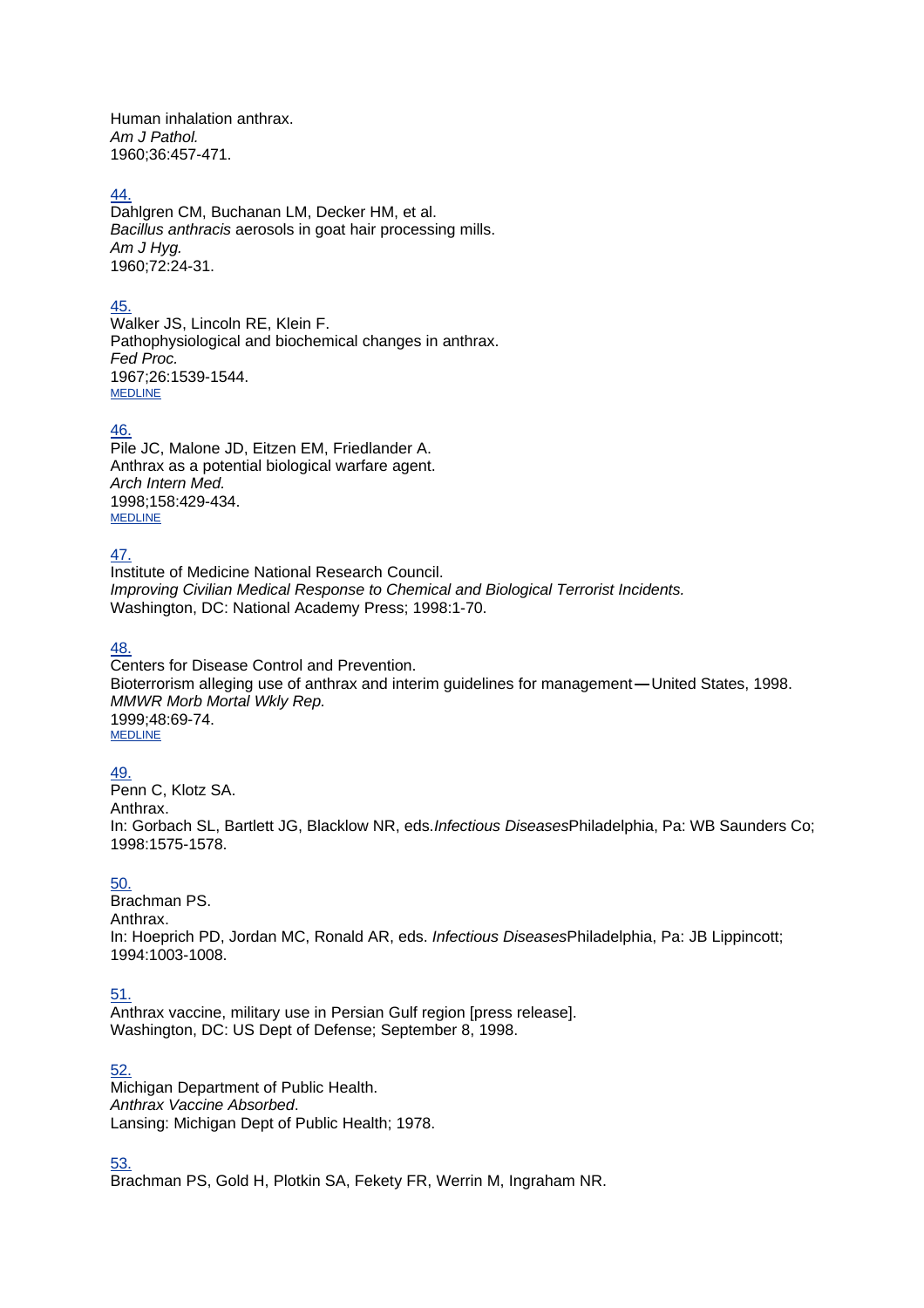Human inhalation anthrax.
*Am J Pathol.*
1960;36:457-471.

44.
Dahlgren CM, Buchanan LM, Decker HM, et al.
*Bacillus anthracis* aerosols in goat hair processing mills.
*Am J Hyg.*
1960;72:24-31.

45.
Walker JS, Lincoln RE, Klein F.
Pathophysiological and biochemical changes in anthrax.
*Fed Proc.*
1967;26:1539-1544.
MEDLINE

46.
Pile JC, Malone JD, Eitzen EM, Friedlander A.
Anthrax as a potential biological warfare agent.
*Arch Intern Med.*
1998;158:429-434.
MEDLINE

47.
Institute of Medicine National Research Council.
*Improving Civilian Medical Response to Chemical and Biological Terrorist Incidents.*
Washington, DC: National Academy Press; 1998:1-70.

48.
Centers for Disease Control and Prevention.
Bioterrorism alleging use of anthrax and interim guidelines for management—United States, 1998.
*MMWR Morb Mortal Wkly Rep.*
1999;48:69-74.
MEDLINE

49.
Penn C, Klotz SA.
Anthrax.
In: Gorbach SL, Bartlett JG, Blacklow NR, eds.*Infectious Diseases*Philadelphia, Pa: WB Saunders Co; 1998:1575-1578.

50.
Brachman PS.
Anthrax.
In: Hoeprich PD, Jordan MC, Ronald AR, eds. *Infectious Diseases*Philadelphia, Pa: JB Lippincott; 1994:1003-1008.

51.
Anthrax vaccine, military use in Persian Gulf region [press release].
Washington, DC: US Dept of Defense; September 8, 1998.

52.
Michigan Department of Public Health.
*Anthrax Vaccine Absorbed*.
Lansing: Michigan Dept of Public Health; 1978.

53.
Brachman PS, Gold H, Plotkin SA, Fekety FR, Werrin M, Ingraham NR.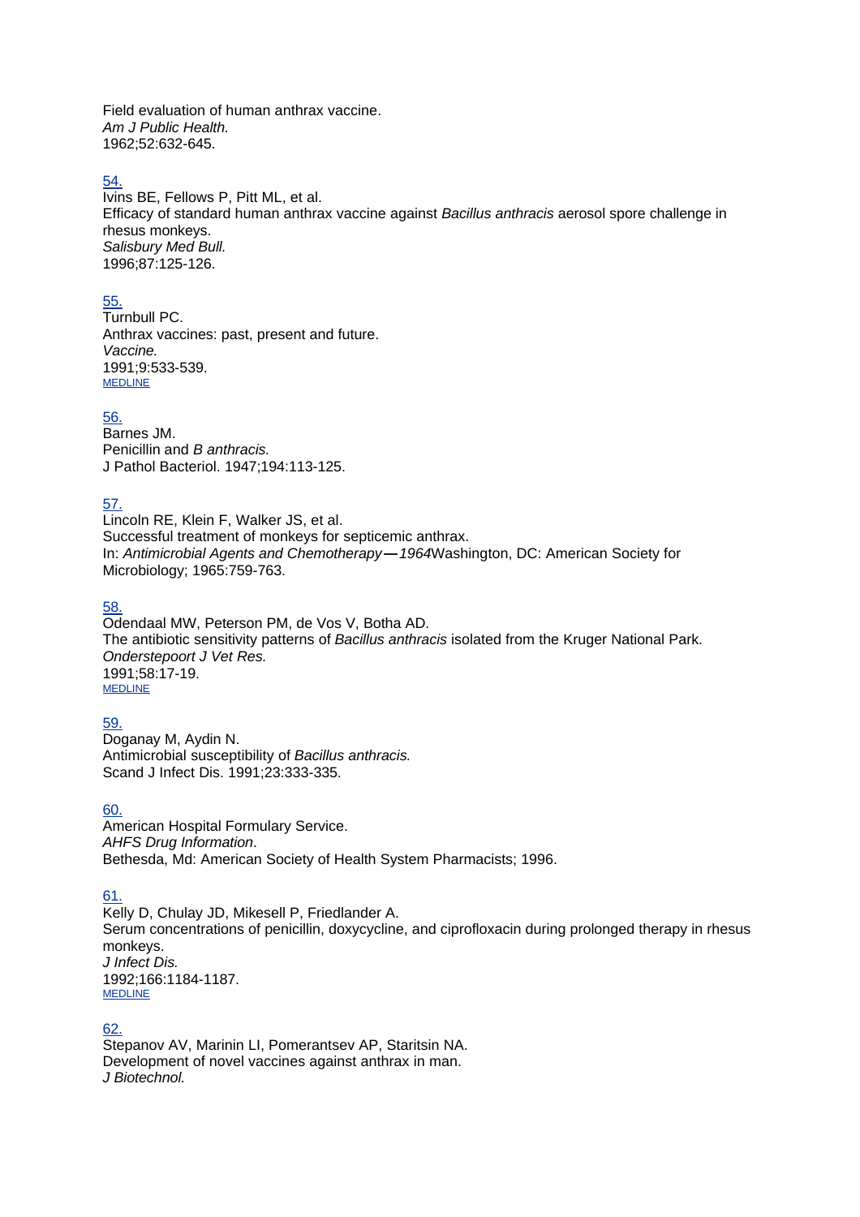Field evaluation of human anthrax vaccine.
*Am J Public Health.*
1962;52:632-645.

54.
Ivins BE, Fellows P, Pitt ML, et al.
Efficacy of standard human anthrax vaccine against *Bacillus anthracis* aerosol spore challenge in rhesus monkeys.
*Salisbury Med Bull.*
1996;87:125-126.

55.
Turnbull PC.
Anthrax vaccines: past, present and future.
*Vaccine.*
1991;9:533-539.
MEDLINE

56.
Barnes JM.
Penicillin and *B anthracis.*
J Pathol Bacteriol. 1947;194:113-125.

57.
Lincoln RE, Klein F, Walker JS, et al.
Successful treatment of monkeys for septicemic anthrax.
In: *Antimicrobial Agents and Chemotherapy—1964*Washington, DC: American Society for Microbiology; 1965:759-763.

58.
Odendaal MW, Peterson PM, de Vos V, Botha AD.
The antibiotic sensitivity patterns of *Bacillus anthracis* isolated from the Kruger National Park.
*Onderstepoort J Vet Res.*
1991;58:17-19.
MEDLINE

59.
Doganay M, Aydin N.
Antimicrobial susceptibility of *Bacillus anthracis.*
Scand J Infect Dis. 1991;23:333-335.

60.
American Hospital Formulary Service.
*AHFS Drug Information*.
Bethesda, Md: American Society of Health System Pharmacists; 1996.

61.
Kelly D, Chulay JD, Mikesell P, Friedlander A.
Serum concentrations of penicillin, doxycycline, and ciprofloxacin during prolonged therapy in rhesus monkeys.
*J Infect Dis.*
1992;166:1184-1187.
MEDLINE

62.
Stepanov AV, Marinin LI, Pomerantsev AP, Staritsin NA.
Development of novel vaccines against anthrax in man.
*J Biotechnol.*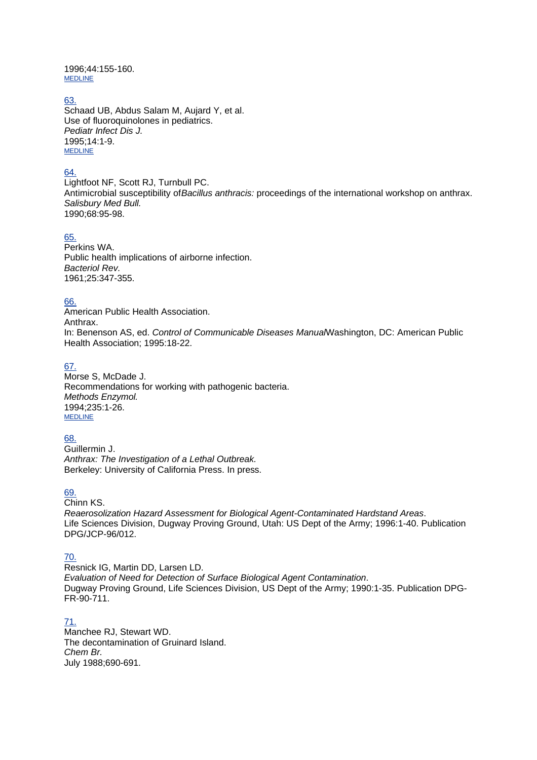1996;44:155-160.
MEDLINE

63.
Schaad UB, Abdus Salam M, Aujard Y, et al.
Use of fluoroquinolones in pediatrics.
*Pediatr Infect Dis J.*
1995;14:1-9.
MEDLINE

64.
Lightfoot NF, Scott RJ, Turnbull PC.
Antimicrobial susceptibility of*Bacillus anthracis:* proceedings of the international workshop on anthrax.
*Salisbury Med Bull.*
1990;68:95-98.

65.
Perkins WA.
Public health implications of airborne infection.
*Bacteriol Rev.*
1961;25:347-355.

66.
American Public Health Association.
Anthrax.
In: Benenson AS, ed. *Control of Communicable Diseases Manual*Washington, DC: American Public Health Association; 1995:18-22.

67.
Morse S, McDade J.
Recommendations for working with pathogenic bacteria.
*Methods Enzymol.*
1994;235:1-26.
MEDLINE

68.
Guillermin J.
*Anthrax: The Investigation of a Lethal Outbreak.*
Berkeley: University of California Press. In press.

69.
Chinn KS.
*Reaerosolization Hazard Assessment for Biological Agent-Contaminated Hardstand Areas*.
Life Sciences Division, Dugway Proving Ground, Utah: US Dept of the Army; 1996:1-40. Publication DPG/JCP-96/012.

70.
Resnick IG, Martin DD, Larsen LD.
*Evaluation of Need for Detection of Surface Biological Agent Contamination*.
Dugway Proving Ground, Life Sciences Division, US Dept of the Army; 1990:1-35. Publication DPG-FR-90-711.

71.
Manchee RJ, Stewart WD.
The decontamination of Gruinard Island.
*Chem Br.*
July 1988;690-691.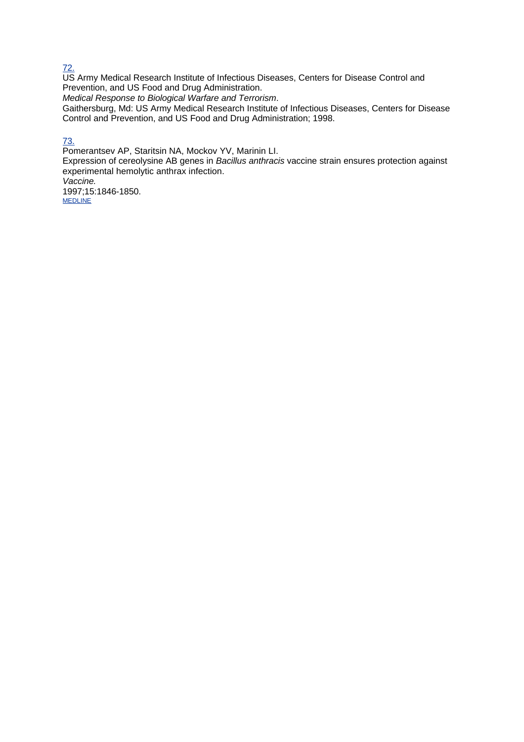72.
US Army Medical Research Institute of Infectious Diseases, Centers for Disease Control and Prevention, and US Food and Drug Administration.
*Medical Response to Biological Warfare and Terrorism*.
Gaithersburg, Md: US Army Medical Research Institute of Infectious Diseases, Centers for Disease Control and Prevention, and US Food and Drug Administration; 1998.

73.
Pomerantsev AP, Staritsin NA, Mockov YV, Marinin LI.
Expression of cereolysine AB genes in *Bacillus anthracis* vaccine strain ensures protection against experimental hemolytic anthrax infection.
*Vaccine.*
1997;15:1846-1850.
MEDLINE